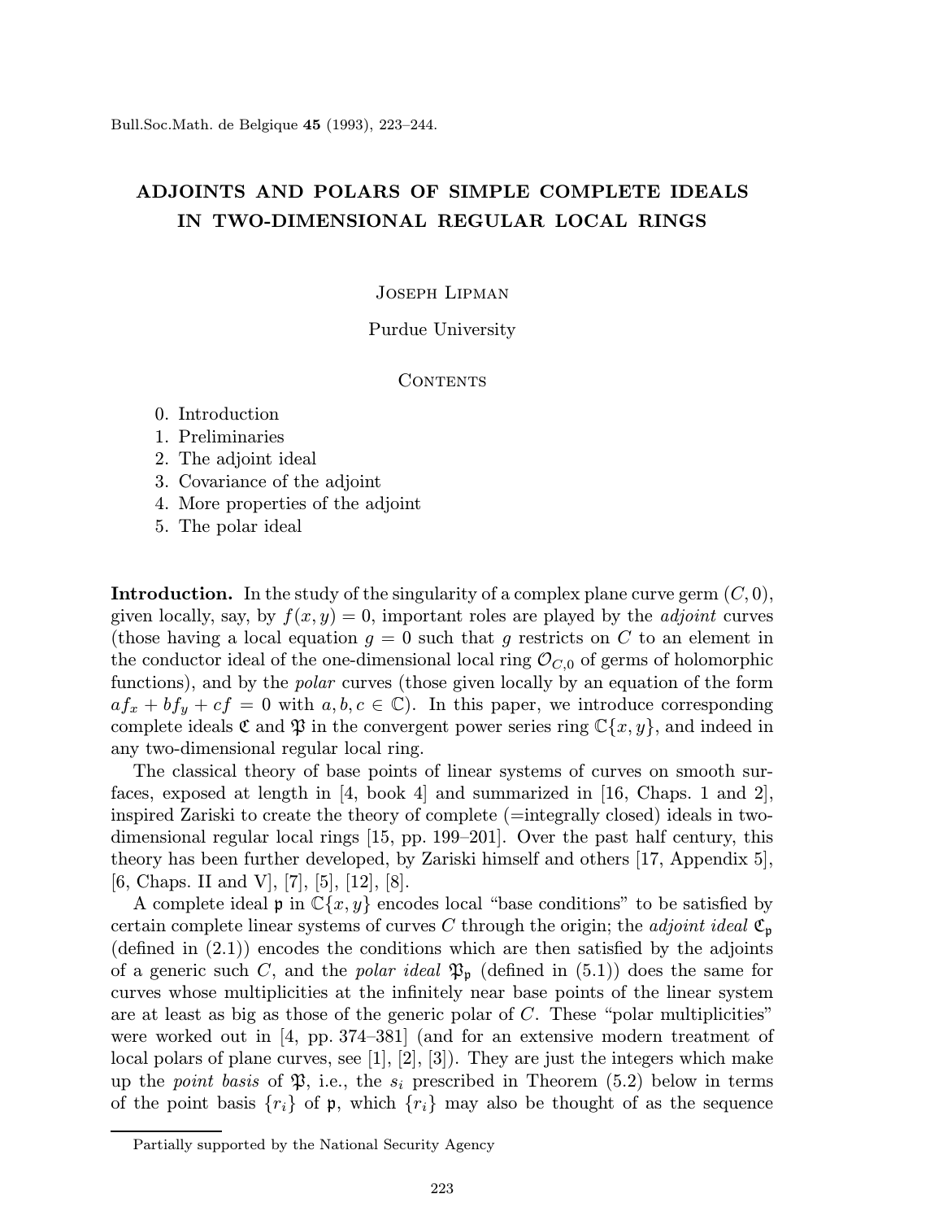# ADJOINTS AND POLARS OF SIMPLE COMPLETE IDEALS IN TWO-DIMENSIONAL REGULAR LOCAL RINGS

Joseph Lipman

Purdue University

## Contents

0. Introduction
1. Preliminaries
2. The adjoint ideal
3. Covariance of the adjoint
4. More properties of the adjoint
5. The polar ideal

**Introduction.** In the study of the singularity of a complex plane curve germ $(C, 0)$, given locally, say, by $f(x, y) = 0$, important roles are played by the *adjoint* curves (those having a local equation $g = 0$ such that $g$ restricts on $C$ to an element in the conductor ideal of the one-dimensional local ring $\mathcal{O}_{C,0}$ of germs of holomorphic functions), and by the *polar* curves (those given locally by an equation of the form $af_x + bf_y + cf = 0$ with $a, b, c \in \mathbb{C}$). In this paper, we introduce corresponding complete ideals $\mathfrak{C}$ and $\mathfrak{P}$ in the convergent power series ring $\mathbb{C}\{x, y\}$, and indeed in any two-dimensional regular local ring.

The classical theory of base points of linear systems of curves on smooth surfaces, exposed at length in [4, book 4] and summarized in [16, Chaps. 1 and 2], inspired Zariski to create the theory of complete (=integrally closed) ideals in two-dimensional regular local rings [15, pp. 199–201]. Over the past half century, this theory has been further developed, by Zariski himself and others [17, Appendix 5], [6, Chaps. II and V], [7], [5], [12], [8].

A complete ideal $\mathfrak{p}$ in $\mathbb{C}\{x, y\}$ encodes local "base conditions" to be satisfied by certain complete linear systems of curves $C$ through the origin; the *adjoint ideal* $\mathfrak{C}_\mathfrak{p}$ (defined in (2.1)) encodes the conditions which are then satisfied by the adjoints of a generic such $C$, and the *polar ideal* $\mathfrak{P}_\mathfrak{p}$ (defined in (5.1)) does the same for curves whose multiplicities at the infinitely near base points of the linear system are at least as big as those of the generic polar of $C$. These "polar multiplicities" were worked out in [4, pp. 374–381] (and for an extensive modern treatment of local polars of plane curves, see [1], [2], [3]). They are just the integers which make up the *point basis* of $\mathfrak{P}$, i.e., the $s_i$ prescribed in Theorem (5.2) below in terms of the point basis $\{r_i\}$ of $\mathfrak{p}$, which $\{r_i\}$ may also be thought of as the sequence

Partially supported by the National Security Agency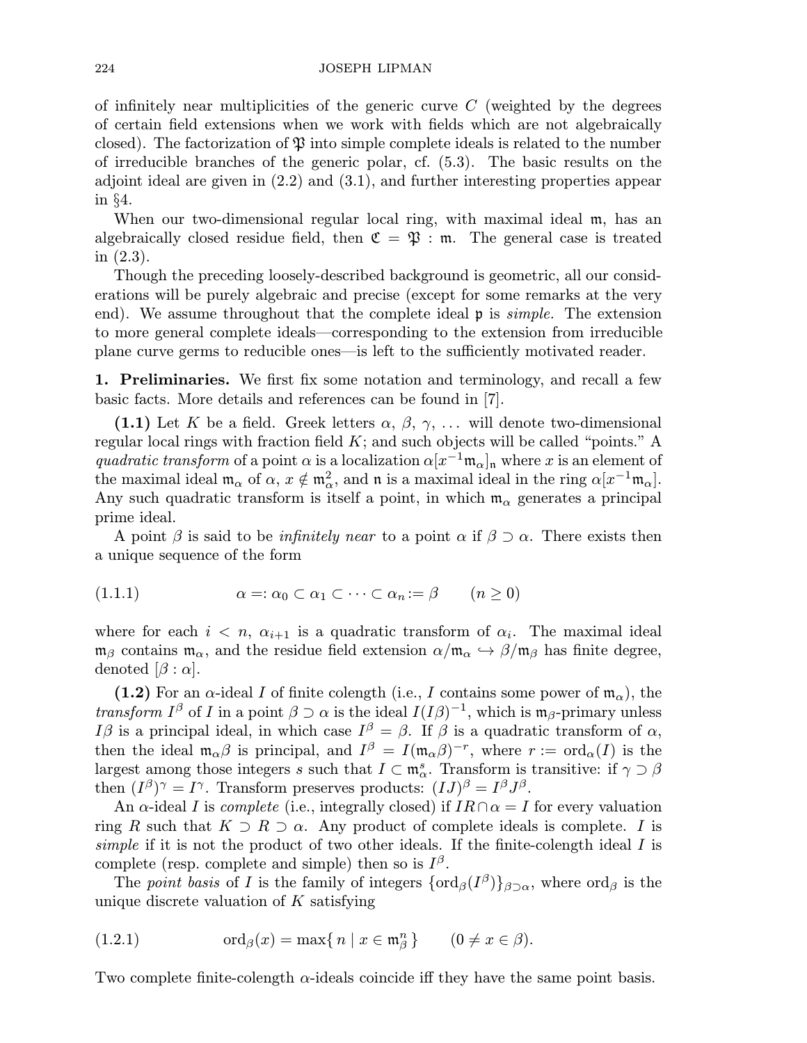of infinitely near multiplicities of the generic curve $C$ (weighted by the degrees of certain field extensions when we work with fields which are not algebraically closed). The factorization of $\mathfrak{P}$ into simple complete ideals is related to the number of irreducible branches of the generic polar, cf. (5.3). The basic results on the adjoint ideal are given in (2.2) and (3.1), and further interesting properties appear in §4.

When our two-dimensional regular local ring, with maximal ideal $\mathfrak{m}$, has an algebraically closed residue field, then $\mathfrak{C} = \mathfrak{P} : \mathfrak{m}$. The general case is treated in (2.3).

Though the preceding loosely-described background is geometric, all our considerations will be purely algebraic and precise (except for some remarks at the very end). We assume throughout that the complete ideal $\mathfrak{p}$ is *simple.* The extension to more general complete ideals—corresponding to the extension from irreducible plane curve germs to reducible ones—is left to the sufficiently motivated reader.

**1. Preliminaries.** We first fix some notation and terminology, and recall a few basic facts. More details and references can be found in [7].

**(1.1)** Let $K$ be a field. Greek letters $\alpha$, $\beta$, $\gamma$, ... will denote two-dimensional regular local rings with fraction field $K$; and such objects will be called "points." A *quadratic transform* of a point $\alpha$ is a localization $\alpha[x^{-1}\mathfrak{m}_\alpha]_\mathfrak{n}$ where $x$ is an element of the maximal ideal $\mathfrak{m}_\alpha$ of $\alpha$, $x \notin \mathfrak{m}_\alpha^2$, and $\mathfrak{n}$ is a maximal ideal in the ring $\alpha[x^{-1}\mathfrak{m}_\alpha]$. Any such quadratic transform is itself a point, in which $\mathfrak{m}_\alpha$ generates a principal prime ideal.

A point $\beta$ is said to be *infinitely near* to a point $\alpha$ if $\beta \supset \alpha$. There exists then a unique sequence of the form

$$\alpha =: \alpha_0 \subset \alpha_1 \subset \cdots \subset \alpha_n := \beta \qquad (n \geq 0) \tag{1.1.1}$$

where for each $i < n$, $\alpha_{i+1}$ is a quadratic transform of $\alpha_i$. The maximal ideal $\mathfrak{m}_\beta$ contains $\mathfrak{m}_\alpha$, and the residue field extension $\alpha/\mathfrak{m}_\alpha \hookrightarrow \beta/\mathfrak{m}_\beta$ has finite degree, denoted $[\beta : \alpha]$.

**(1.2)** For an $\alpha$-ideal $I$ of finite colength (i.e., $I$ contains some power of $\mathfrak{m}_\alpha$), the *transform* $I^\beta$ of $I$ in a point $\beta \supset \alpha$ is the ideal $I(I\beta)^{-1}$, which is $\mathfrak{m}_\beta$-primary unless $I\beta$ is a principal ideal, in which case $I^\beta = \beta$. If $\beta$ is a quadratic transform of $\alpha$, then the ideal $\mathfrak{m}_\alpha\beta$ is principal, and $I^\beta = I(\mathfrak{m}_\alpha\beta)^{-r}$, where $r := \operatorname{ord}_\alpha(I)$ is the largest among those integers $s$ such that $I \subset \mathfrak{m}_\alpha^s$. Transform is transitive: if $\gamma \supset \beta$ then $(I^\beta)^\gamma = I^\gamma$. Transform preserves products: $(IJ)^\beta = I^\beta J^\beta$.

An $\alpha$-ideal $I$ is *complete* (i.e., integrally closed) if $IR \cap \alpha = I$ for every valuation ring $R$ such that $K \supset R \supset \alpha$. Any product of complete ideals is complete. $I$ is *simple* if it is not the product of two other ideals. If the finite-colength ideal $I$ is complete (resp. complete and simple) then so is $I^\beta$.

The *point basis* of $I$ is the family of integers $\{\operatorname{ord}_\beta(I^\beta)\}_{\beta \supset \alpha}$, where $\operatorname{ord}_\beta$ is the unique discrete valuation of $K$ satisfying

$$\operatorname{ord}_\beta(x) = \max\{\, n \mid x \in \mathfrak{m}_\beta^n \,\} \qquad (0 \neq x \in \beta). \tag{1.2.1}$$

Two complete finite-colength $\alpha$-ideals coincide iff they have the same point basis.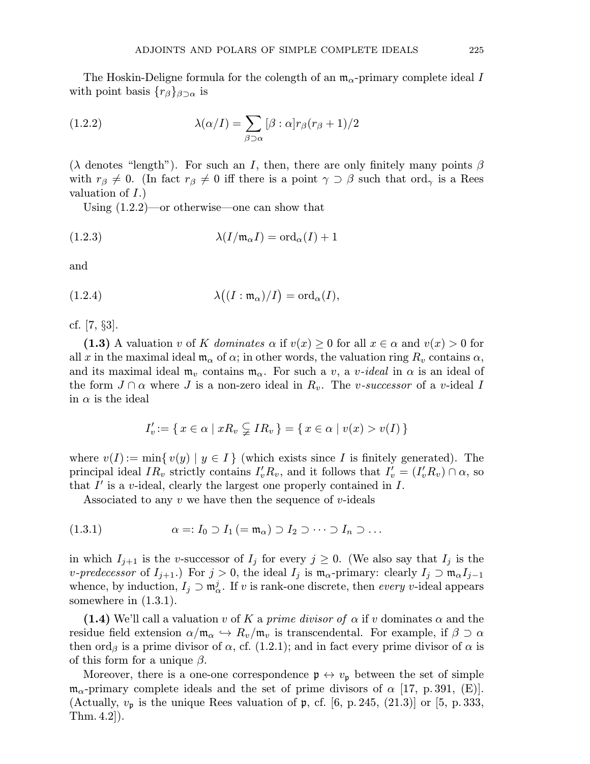The Hoskin-Deligne formula for the colength of an $\mathfrak{m}_\alpha$-primary complete ideal $I$ with point basis $\{r_\beta\}_{\beta\supset\alpha}$ is

$$\lambda(\alpha/I) = \sum_{\beta\supset\alpha} [\beta:\alpha] r_\beta(r_\beta+1)/2 \tag{1.2.2}$$

($\lambda$ denotes "length"). For such an $I$, then, there are only finitely many points $\beta$ with $r_\beta \neq 0$. (In fact $r_\beta \neq 0$ iff there is a point $\gamma \supset \beta$ such that $\mathrm{ord}_\gamma$ is a Rees valuation of $I$.)

Using (1.2.2)—or otherwise—one can show that

$$\lambda(I/\mathfrak{m}_\alpha I) = \mathrm{ord}_\alpha(I) + 1 \tag{1.2.3}$$

and

$$\lambda\big((I:\mathfrak{m}_\alpha)/I\big) = \mathrm{ord}_\alpha(I), \tag{1.2.4}$$

cf. [7, §3].

**(1.3)** A valuation $v$ of $K$ *dominates* $\alpha$ if $v(x) \geq 0$ for all $x \in \alpha$ and $v(x) > 0$ for all $x$ in the maximal ideal $\mathfrak{m}_\alpha$ of $\alpha$; in other words, the valuation ring $R_v$ contains $\alpha$, and its maximal ideal $\mathfrak{m}_v$ contains $\mathfrak{m}_\alpha$. For such a $v$, a *$v$-ideal* in $\alpha$ is an ideal of the form $J \cap \alpha$ where $J$ is a non-zero ideal in $R_v$. The *$v$-successor* of a $v$-ideal $I$ in $\alpha$ is the ideal

$$I'_v := \{\, x \in \alpha \mid xR_v \subsetneqq IR_v \,\} = \{\, x \in \alpha \mid v(x) > v(I) \,\}$$

where $v(I) := \min\{\, v(y) \mid y \in I \,\}$ (which exists since $I$ is finitely generated). The principal ideal $IR_v$ strictly contains $I'_v R_v$, and it follows that $I'_v = (I'_v R_v) \cap \alpha$, so that $I'$ is a $v$-ideal, clearly the largest one properly contained in $I$.

Associated to any $v$ we have then the sequence of $v$-ideals

$$\alpha =: I_0 \supset I_1\, (= \mathfrak{m}_\alpha) \supset I_2 \supset \cdots \supset I_n \supset \dots \tag{1.3.1}$$

in which $I_{j+1}$ is the $v$-successor of $I_j$ for every $j \geq 0$. (We also say that $I_j$ is the *$v$-predecessor* of $I_{j+1}$.) For $j > 0$, the ideal $I_j$ is $\mathfrak{m}_\alpha$-primary: clearly $I_j \supset \mathfrak{m}_\alpha I_{j-1}$ whence, by induction, $I_j \supset \mathfrak{m}_\alpha^j$. If $v$ is rank-one discrete, then *every* $v$-ideal appears somewhere in (1.3.1).

**(1.4)** We'll call a valuation $v$ of $K$ a *prime divisor of* $\alpha$ if $v$ dominates $\alpha$ and the residue field extension $\alpha/\mathfrak{m}_\alpha \hookrightarrow R_v/\mathfrak{m}_v$ is transcendental. For example, if $\beta \supset \alpha$ then $\mathrm{ord}_\beta$ is a prime divisor of $\alpha$, cf. (1.2.1); and in fact every prime divisor of $\alpha$ is of this form for a unique $\beta$.

Moreover, there is a one-one correspondence $\mathfrak{p} \leftrightarrow v_\mathfrak{p}$ between the set of simple $\mathfrak{m}_\alpha$-primary complete ideals and the set of prime divisors of $\alpha$ [17, p. 391, (E)]. (Actually, $v_\mathfrak{p}$ is the unique Rees valuation of $\mathfrak{p}$, cf. [6, p. 245, (21.3)] or [5, p. 333, Thm. 4.2]).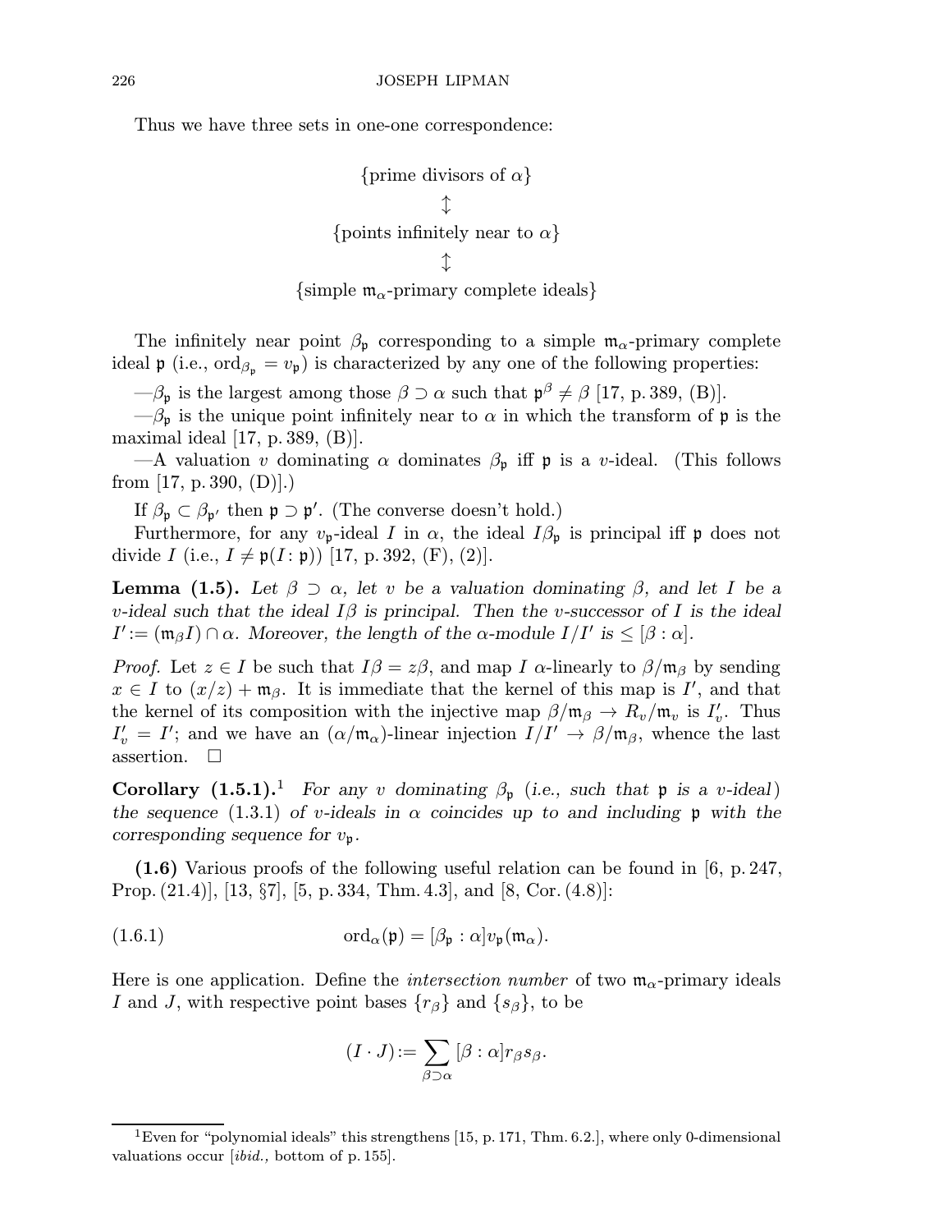Thus we have three sets in one-one correspondence:

$$\{\text{prime divisors of } \alpha\}$$
$$\updownarrow$$
$$\{\text{points infinitely near to } \alpha\}$$
$$\updownarrow$$
$$\{\text{simple } \mathfrak{m}_\alpha\text{-primary complete ideals}\}$$

The infinitely near point $\beta_\mathfrak{p}$ corresponding to a simple $\mathfrak{m}_\alpha$-primary complete ideal $\mathfrak{p}$ (i.e., $\operatorname{ord}_{\beta_\mathfrak{p}} = v_\mathfrak{p}$) is characterized by any one of the following properties:

—$\beta_\mathfrak{p}$ is the largest among those $\beta \supset \alpha$ such that $\mathfrak{p}^\beta \neq \beta$ [17, p. 389, (B)].

—$\beta_\mathfrak{p}$ is the unique point infinitely near to $\alpha$ in which the transform of $\mathfrak{p}$ is the maximal ideal [17, p. 389, (B)].

—A valuation $v$ dominating $\alpha$ dominates $\beta_\mathfrak{p}$ iff $\mathfrak{p}$ is a $v$-ideal. (This follows from [17, p. 390, (D)].)

If $\beta_\mathfrak{p} \subset \beta_{\mathfrak{p}'}$ then $\mathfrak{p} \supset \mathfrak{p}'$. (The converse doesn't hold.)

Furthermore, for any $v_\mathfrak{p}$-ideal $I$ in $\alpha$, the ideal $I\beta_\mathfrak{p}$ is principal iff $\mathfrak{p}$ does not divide $I$ (i.e., $I \neq \mathfrak{p}(I : \mathfrak{p})$) [17, p. 392, (F), (2)].

**Lemma (1.5).** *Let $\beta \supset \alpha$, let $v$ be a valuation dominating $\beta$, and let $I$ be a $v$-ideal such that the ideal $I\beta$ is principal. Then the $v$-successor of $I$ is the ideal $I' := (\mathfrak{m}_\beta I) \cap \alpha$. Moreover, the length of the $\alpha$-module $I/I'$ is $\leq [\beta : \alpha]$.*

*Proof.* Let $z \in I$ be such that $I\beta = z\beta$, and map $I$ $\alpha$-linearly to $\beta/\mathfrak{m}_\beta$ by sending $x \in I$ to $(x/z) + \mathfrak{m}_\beta$. It is immediate that the kernel of this map is $I'$, and that the kernel of its composition with the injective map $\beta/\mathfrak{m}_\beta \to R_v/\mathfrak{m}_v$ is $I'_v$. Thus $I'_v = I'$; and we have an $(\alpha/\mathfrak{m}_\alpha)$-linear injection $I/I' \to \beta/\mathfrak{m}_\beta$, whence the last assertion. $\square$

**Corollary (1.5.1).**[1] *For any $v$ dominating $\beta_\mathfrak{p}$ (i.e., such that $\mathfrak{p}$ is a $v$-ideal) the sequence* (1.3.1) *of $v$-ideals in $\alpha$ coincides up to and including $\mathfrak{p}$ with the corresponding sequence for $v_\mathfrak{p}$.*

**(1.6)** Various proofs of the following useful relation can be found in [6, p. 247, Prop. (21.4)], [13, §7], [5, p. 334, Thm. 4.3], and [8, Cor. (4.8)]:

$$\operatorname{ord}_\alpha(\mathfrak{p}) = [\beta_\mathfrak{p} : \alpha] v_\mathfrak{p}(\mathfrak{m}_\alpha). \tag{1.6.1}$$

Here is one application. Define the *intersection number* of two $\mathfrak{m}_\alpha$-primary ideals $I$ and $J$, with respective point bases $\{r_\beta\}$ and $\{s_\beta\}$, to be

$$(I \cdot J) := \sum_{\beta \supset \alpha} [\beta : \alpha] r_\beta s_\beta.$$

[1] Even for "polynomial ideals" this strengthens [15, p. 171, Thm. 6.2.], where only 0-dimensional valuations occur [*ibid.,* bottom of p. 155].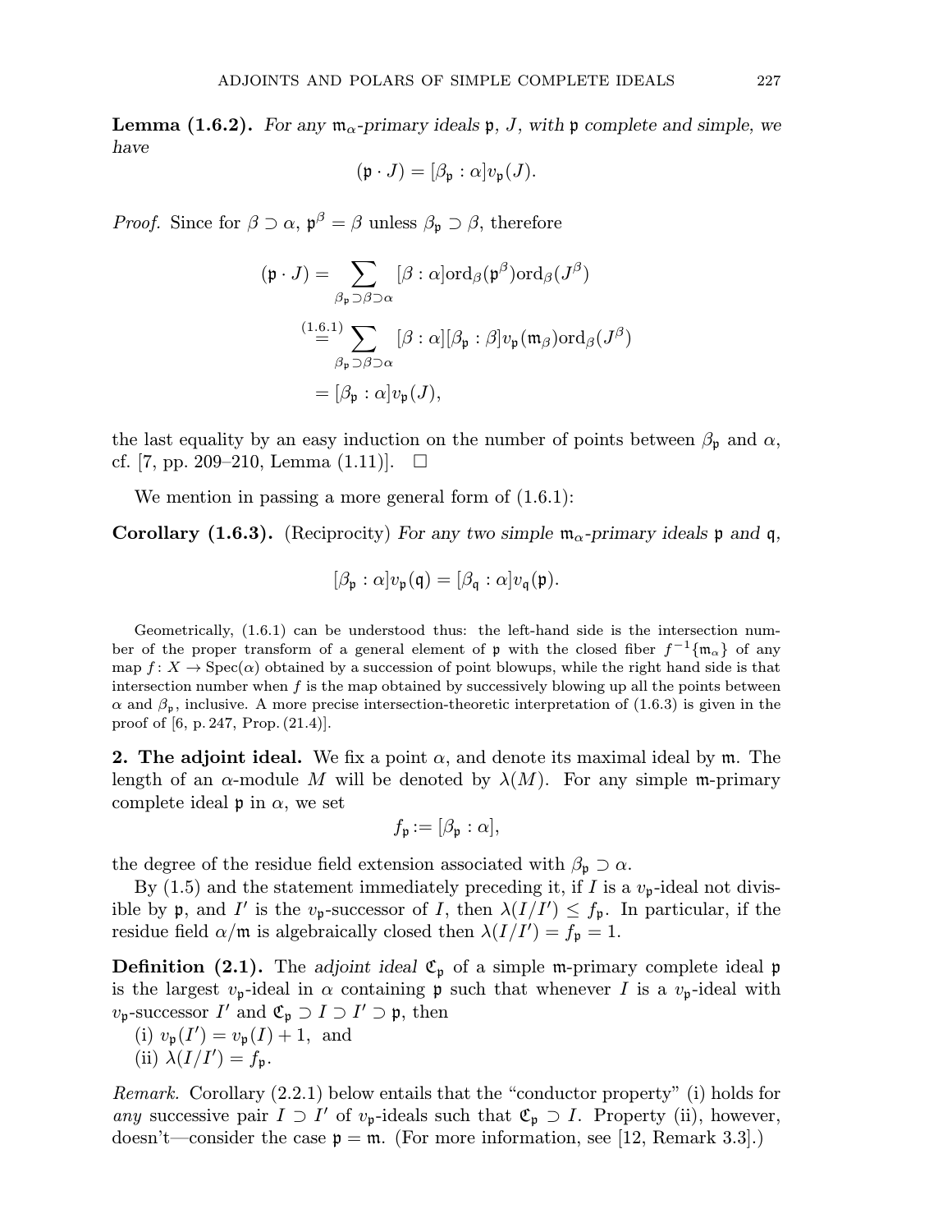**Lemma (1.6.2).** *For any* $\mathfrak{m}_\alpha$*-primary ideals* $\mathfrak{p}$, $J$, *with* $\mathfrak{p}$ *complete and simple, we have*

$$(\mathfrak{p} \cdot J) = [\beta_{\mathfrak{p}} : \alpha] v_{\mathfrak{p}}(J).$$

*Proof.* Since for $\beta \supset \alpha$, $\mathfrak{p}^\beta = \beta$ unless $\beta_{\mathfrak{p}} \supset \beta$, therefore

$$\begin{aligned}
(\mathfrak{p} \cdot J) &= \sum_{\beta_{\mathfrak{p}} \supset \beta \supset \alpha} [\beta : \alpha] \operatorname{ord}_\beta(\mathfrak{p}^\beta) \operatorname{ord}_\beta(J^\beta) \\
&\overset{(1.6.1)}{=} \sum_{\beta_{\mathfrak{p}} \supset \beta \supset \alpha} [\beta : \alpha][\beta_{\mathfrak{p}} : \beta] v_{\mathfrak{p}}(\mathfrak{m}_\beta) \operatorname{ord}_\beta(J^\beta) \\
&= [\beta_{\mathfrak{p}} : \alpha] v_{\mathfrak{p}}(J),
\end{aligned}$$

the last equality by an easy induction on the number of points between $\beta_{\mathfrak{p}}$ and $\alpha$, cf. [7, pp. 209–210, Lemma (1.11)]. $\square$

We mention in passing a more general form of (1.6.1):

**Corollary (1.6.3).** (Reciprocity) *For any two simple* $\mathfrak{m}_\alpha$*-primary ideals* $\mathfrak{p}$ *and* $\mathfrak{q}$,

$$[\beta_{\mathfrak{p}} : \alpha] v_{\mathfrak{p}}(\mathfrak{q}) = [\beta_{\mathfrak{q}} : \alpha] v_{\mathfrak{q}}(\mathfrak{p}).$$

Geometrically, (1.6.1) can be understood thus: the left-hand side is the intersection number of the proper transform of a general element of $\mathfrak{p}$ with the closed fiber $f^{-1}\{\mathfrak{m}_\alpha\}$ of any map $f\colon X \to \operatorname{Spec}(\alpha)$ obtained by a succession of point blowups, while the right hand side is that intersection number when $f$ is the map obtained by successively blowing up all the points between $\alpha$ and $\beta_{\mathfrak{p}}$, inclusive. A more precise intersection-theoretic interpretation of (1.6.3) is given in the proof of [6, p. 247, Prop. (21.4)].

**2. The adjoint ideal.** We fix a point $\alpha$, and denote its maximal ideal by $\mathfrak{m}$. The length of an $\alpha$-module $M$ will be denoted by $\lambda(M)$. For any simple $\mathfrak{m}$-primary complete ideal $\mathfrak{p}$ in $\alpha$, we set

$$f_{\mathfrak{p}} := [\beta_{\mathfrak{p}} : \alpha],$$

the degree of the residue field extension associated with $\beta_{\mathfrak{p}} \supset \alpha$.

By (1.5) and the statement immediately preceding it, if $I$ is a $v_{\mathfrak{p}}$-ideal not divisible by $\mathfrak{p}$, and $I'$ is the $v_{\mathfrak{p}}$-successor of $I$, then $\lambda(I/I') \le f_{\mathfrak{p}}$. In particular, if the residue field $\alpha/\mathfrak{m}$ is algebraically closed then $\lambda(I/I') = f_{\mathfrak{p}} = 1$.

**Definition (2.1).** The *adjoint ideal* $\mathfrak{C}_{\mathfrak{p}}$ of a simple $\mathfrak{m}$-primary complete ideal $\mathfrak{p}$ is the largest $v_{\mathfrak{p}}$-ideal in $\alpha$ containing $\mathfrak{p}$ such that whenever $I$ is a $v_{\mathfrak{p}}$-ideal with $v_{\mathfrak{p}}$-successor $I'$ and $\mathfrak{C}_{\mathfrak{p}} \supset I \supset I' \supset \mathfrak{p}$, then
(i) $v_{\mathfrak{p}}(I') = v_{\mathfrak{p}}(I) + 1$, and
(ii) $\lambda(I/I') = f_{\mathfrak{p}}$.

*Remark.* Corollary (2.2.1) below entails that the "conductor property" (i) holds for *any* successive pair $I \supset I'$ of $v_{\mathfrak{p}}$-ideals such that $\mathfrak{C}_{\mathfrak{p}} \supset I$. Property (ii), however, doesn't—consider the case $\mathfrak{p} = \mathfrak{m}$. (For more information, see [12, Remark 3.3].)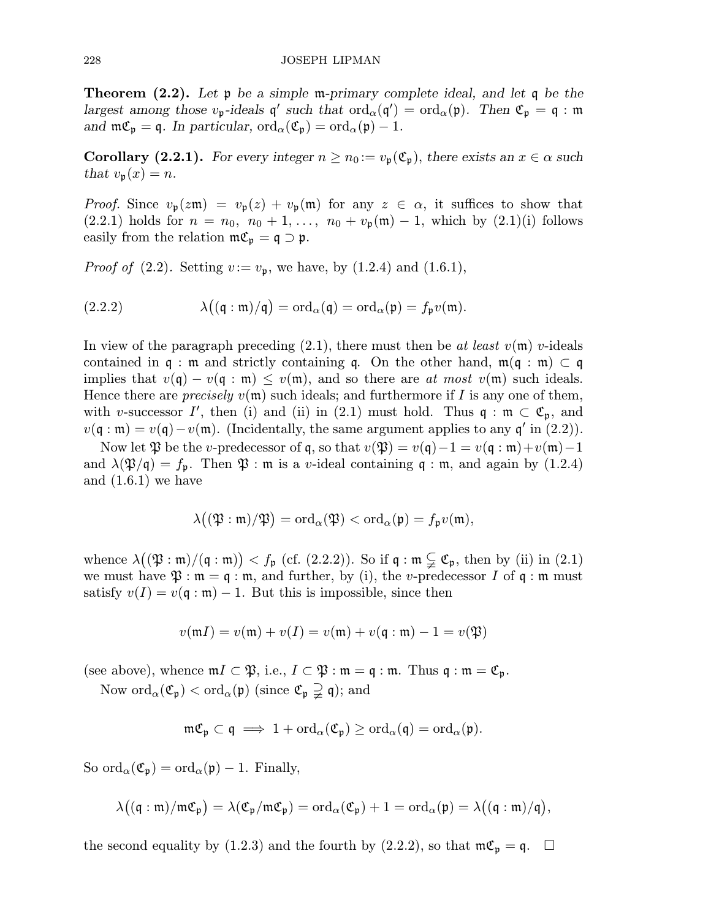**Theorem (2.2).** *Let $\mathfrak{p}$ be a simple $\mathfrak{m}$-primary complete ideal, and let $\mathfrak{q}$ be the largest among those $v_{\mathfrak{p}}$-ideals $\mathfrak{q}'$ such that $\operatorname{ord}_\alpha(\mathfrak{q}') = \operatorname{ord}_\alpha(\mathfrak{p})$. Then $\mathfrak{C}_{\mathfrak{p}} = \mathfrak{q} : \mathfrak{m}$ and $\mathfrak{m}\mathfrak{C}_{\mathfrak{p}} = \mathfrak{q}$. In particular, $\operatorname{ord}_\alpha(\mathfrak{C}_{\mathfrak{p}}) = \operatorname{ord}_\alpha(\mathfrak{p}) - 1$.*

**Corollary (2.2.1).** *For every integer $n \geq n_0 := v_{\mathfrak{p}}(\mathfrak{C}_{\mathfrak{p}})$, there exists an $x \in \alpha$ such that $v_{\mathfrak{p}}(x) = n$.*

*Proof.* Since $v_{\mathfrak{p}}(z\mathfrak{m}) = v_{\mathfrak{p}}(z) + v_{\mathfrak{p}}(\mathfrak{m})$ for any $z \in \alpha$, it suffices to show that (2.2.1) holds for $n = n_0,\ n_0+1, \dots,\ n_0 + v_{\mathfrak{p}}(\mathfrak{m}) - 1$, which by (2.1)(i) follows easily from the relation $\mathfrak{m}\mathfrak{C}_{\mathfrak{p}} = \mathfrak{q} \supset \mathfrak{p}$.

*Proof of* (2.2). Setting $v := v_{\mathfrak{p}}$, we have, by (1.2.4) and (1.6.1),

$$\lambda\big((\mathfrak{q} : \mathfrak{m})/\mathfrak{q}\big) = \operatorname{ord}_\alpha(\mathfrak{q}) = \operatorname{ord}_\alpha(\mathfrak{p}) = f_{\mathfrak{p}} v(\mathfrak{m}). \tag{2.2.2}$$

In view of the paragraph preceding (2.1), there must then be *at least* $v(\mathfrak{m})$ $v$-ideals contained in $\mathfrak{q} : \mathfrak{m}$ and strictly containing $\mathfrak{q}$. On the other hand, $\mathfrak{m}(\mathfrak{q} : \mathfrak{m}) \subset \mathfrak{q}$ implies that $v(\mathfrak{q}) - v(\mathfrak{q} : \mathfrak{m}) \leq v(\mathfrak{m})$, and so there are *at most* $v(\mathfrak{m})$ such ideals. Hence there are *precisely* $v(\mathfrak{m})$ such ideals; and furthermore if $I$ is any one of them, with $v$-successor $I'$, then (i) and (ii) in (2.1) must hold. Thus $\mathfrak{q} : \mathfrak{m} \subset \mathfrak{C}_{\mathfrak{p}}$, and $v(\mathfrak{q} : \mathfrak{m}) = v(\mathfrak{q}) - v(\mathfrak{m})$. (Incidentally, the same argument applies to any $\mathfrak{q}'$ in (2.2)).

Now let $\mathfrak{P}$ be the $v$-predecessor of $\mathfrak{q}$, so that $v(\mathfrak{P}) = v(\mathfrak{q}) - 1 = v(\mathfrak{q} : \mathfrak{m}) + v(\mathfrak{m}) - 1$ and $\lambda(\mathfrak{P}/\mathfrak{q}) = f_{\mathfrak{p}}$. Then $\mathfrak{P} : \mathfrak{m}$ is a $v$-ideal containing $\mathfrak{q} : \mathfrak{m}$, and again by (1.2.4) and (1.6.1) we have

$$\lambda\big((\mathfrak{P} : \mathfrak{m})/\mathfrak{P}\big) = \operatorname{ord}_\alpha(\mathfrak{P}) < \operatorname{ord}_\alpha(\mathfrak{p}) = f_{\mathfrak{p}} v(\mathfrak{m}),$$

whence $\lambda\big((\mathfrak{P} : \mathfrak{m})/(\mathfrak{q} : \mathfrak{m})\big) < f_{\mathfrak{p}}$ (cf. (2.2.2)). So if $\mathfrak{q} : \mathfrak{m} \subsetneqq \mathfrak{C}_{\mathfrak{p}}$, then by (ii) in (2.1) we must have $\mathfrak{P} : \mathfrak{m} = \mathfrak{q} : \mathfrak{m}$, and further, by (i), the $v$-predecessor $I$ of $\mathfrak{q} : \mathfrak{m}$ must satisfy $v(I) = v(\mathfrak{q} : \mathfrak{m}) - 1$. But this is impossible, since then

$$v(\mathfrak{m}I) = v(\mathfrak{m}) + v(I) = v(\mathfrak{m}) + v(\mathfrak{q} : \mathfrak{m}) - 1 = v(\mathfrak{P})$$

(see above), whence $\mathfrak{m}I \subset \mathfrak{P}$, i.e., $I \subset \mathfrak{P} : \mathfrak{m} = \mathfrak{q} : \mathfrak{m}$. Thus $\mathfrak{q} : \mathfrak{m} = \mathfrak{C}_{\mathfrak{p}}$.

Now $\operatorname{ord}_\alpha(\mathfrak{C}_{\mathfrak{p}}) < \operatorname{ord}_\alpha(\mathfrak{p})$ (since $\mathfrak{C}_{\mathfrak{p}} \supsetneqq \mathfrak{q}$); and

$$\mathfrak{m}\mathfrak{C}_{\mathfrak{p}} \subset \mathfrak{q} \implies 1 + \operatorname{ord}_\alpha(\mathfrak{C}_{\mathfrak{p}}) \geq \operatorname{ord}_\alpha(\mathfrak{q}) = \operatorname{ord}_\alpha(\mathfrak{p}).$$

So $\operatorname{ord}_\alpha(\mathfrak{C}_{\mathfrak{p}}) = \operatorname{ord}_\alpha(\mathfrak{p}) - 1$. Finally,

$$\lambda\big((\mathfrak{q} : \mathfrak{m})/\mathfrak{m}\mathfrak{C}_{\mathfrak{p}}\big) = \lambda(\mathfrak{C}_{\mathfrak{p}}/\mathfrak{m}\mathfrak{C}_{\mathfrak{p}}) = \operatorname{ord}_\alpha(\mathfrak{C}_{\mathfrak{p}}) + 1 = \operatorname{ord}_\alpha(\mathfrak{p}) = \lambda\big((\mathfrak{q} : \mathfrak{m})/\mathfrak{q}\big),$$

the second equality by (1.2.3) and the fourth by (2.2.2), so that $\mathfrak{m}\mathfrak{C}_{\mathfrak{p}} = \mathfrak{q}$. $\square$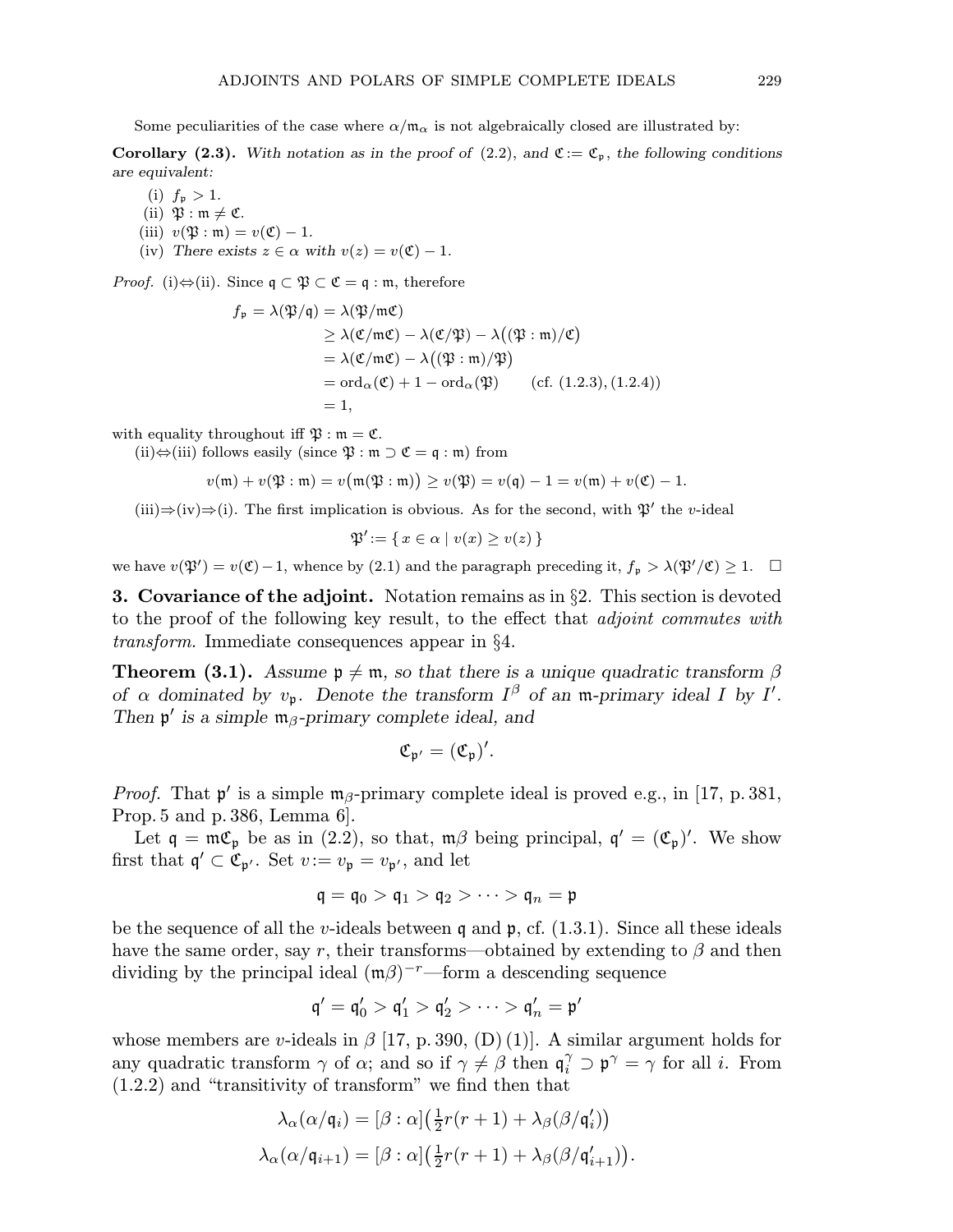Some peculiarities of the case where $\alpha/\mathfrak{m}_\alpha$ is not algebraically closed are illustrated by:

**Corollary (2.3).** *With notation as in the proof of* (2.2), *and* $\mathfrak{C} := \mathfrak{C}_\mathfrak{p}$, *the following conditions are equivalent:*

(i) $f_\mathfrak{p} > 1$.
(ii) $\mathfrak{P} : \mathfrak{m} \neq \mathfrak{C}$.
(iii) $v(\mathfrak{P} : \mathfrak{m}) = v(\mathfrak{C}) - 1$.
(iv) *There exists* $z \in \alpha$ *with* $v(z) = v(\mathfrak{C}) - 1$.

*Proof.* (i)$\Leftrightarrow$(ii). Since $\mathfrak{q} \subset \mathfrak{P} \subset \mathfrak{C} = \mathfrak{q} : \mathfrak{m}$, therefore

$$\begin{aligned} f_\mathfrak{p} = \lambda(\mathfrak{P}/\mathfrak{q}) &= \lambda(\mathfrak{P}/\mathfrak{m}\mathfrak{C}) \\ &\geq \lambda(\mathfrak{C}/\mathfrak{m}\mathfrak{C}) - \lambda(\mathfrak{C}/\mathfrak{P}) - \lambda\big((\mathfrak{P} : \mathfrak{m})/\mathfrak{C}\big) \\ &= \lambda(\mathfrak{C}/\mathfrak{m}\mathfrak{C}) - \lambda\big((\mathfrak{P} : \mathfrak{m})/\mathfrak{P}\big) \\ &= \operatorname{ord}_\alpha(\mathfrak{C}) + 1 - \operatorname{ord}_\alpha(\mathfrak{P}) \qquad (\text{cf. } (1.2.3), (1.2.4)) \\ &= 1, \end{aligned}$$

with equality throughout iff $\mathfrak{P} : \mathfrak{m} = \mathfrak{C}$.

(ii)$\Leftrightarrow$(iii) follows easily (since $\mathfrak{P} : \mathfrak{m} \supset \mathfrak{C} = \mathfrak{q} : \mathfrak{m}$) from

$$v(\mathfrak{m}) + v(\mathfrak{P} : \mathfrak{m}) = v\big(\mathfrak{m}(\mathfrak{P} : \mathfrak{m})\big) \geq v(\mathfrak{P}) = v(\mathfrak{q}) - 1 = v(\mathfrak{m}) + v(\mathfrak{C}) - 1.$$

(iii)$\Rightarrow$(iv)$\Rightarrow$(i). The first implication is obvious. As for the second, with $\mathfrak{P}'$ the $v$-ideal

$$\mathfrak{P}' := \{\, x \in \alpha \mid v(x) \geq v(z) \,\}$$

we have $v(\mathfrak{P}') = v(\mathfrak{C}) - 1$, whence by (2.1) and the paragraph preceding it, $f_\mathfrak{p} > \lambda(\mathfrak{P}'/\mathfrak{C}) \geq 1$. $\square$

## 3. Covariance of the adjoint.

Notation remains as in §2. This section is devoted to the proof of the following key result, to the effect that *adjoint commutes with transform.* Immediate consequences appear in §4.

**Theorem (3.1).** *Assume* $\mathfrak{p} \neq \mathfrak{m}$, *so that there is a unique quadratic transform* $\beta$ *of* $\alpha$ *dominated by* $v_\mathfrak{p}$. *Denote the transform* $I^\beta$ *of an* $\mathfrak{m}$-*primary ideal* $I$ *by* $I'$. *Then* $\mathfrak{p}'$ *is a simple* $\mathfrak{m}_\beta$-*primary complete ideal, and*

$$\mathfrak{C}_{\mathfrak{p}'} = (\mathfrak{C}_\mathfrak{p})'.$$

*Proof.* That $\mathfrak{p}'$ is a simple $\mathfrak{m}_\beta$-primary complete ideal is proved e.g., in [17, p. 381, Prop. 5 and p. 386, Lemma 6].

Let $\mathfrak{q} = \mathfrak{m}\mathfrak{C}_\mathfrak{p}$ be as in (2.2), so that, $\mathfrak{m}\beta$ being principal, $\mathfrak{q}' = (\mathfrak{C}_\mathfrak{p})'$. We show first that $\mathfrak{q}' \subset \mathfrak{C}_{\mathfrak{p}'}$. Set $v := v_\mathfrak{p} = v_{\mathfrak{p}'}$, and let

$$\mathfrak{q} = \mathfrak{q}_0 > \mathfrak{q}_1 > \mathfrak{q}_2 > \cdots > \mathfrak{q}_n = \mathfrak{p}$$

be the sequence of all the $v$-ideals between $\mathfrak{q}$ and $\mathfrak{p}$, cf. (1.3.1). Since all these ideals have the same order, say $r$, their transforms—obtained by extending to $\beta$ and then dividing by the principal ideal $(\mathfrak{m}\beta)^{-r}$—form a descending sequence

$$\mathfrak{q}' = \mathfrak{q}'_0 > \mathfrak{q}'_1 > \mathfrak{q}'_2 > \cdots > \mathfrak{q}'_n = \mathfrak{p}'$$

whose members are $v$-ideals in $\beta$ [17, p. 390, (D) (1)]. A similar argument holds for any quadratic transform $\gamma$ of $\alpha$; and so if $\gamma \neq \beta$ then $\mathfrak{q}_i^\gamma \supset \mathfrak{p}^\gamma = \gamma$ for all $i$. From (1.2.2) and "transitivity of transform" we find then that

$$\lambda_\alpha(\alpha/\mathfrak{q}_i) = [\beta : \alpha]\big(\tfrac{1}{2}r(r+1) + \lambda_\beta(\beta/\mathfrak{q}'_i)\big)$$
$$\lambda_\alpha(\alpha/\mathfrak{q}_{i+1}) = [\beta : \alpha]\big(\tfrac{1}{2}r(r+1) + \lambda_\beta(\beta/\mathfrak{q}'_{i+1})\big).$$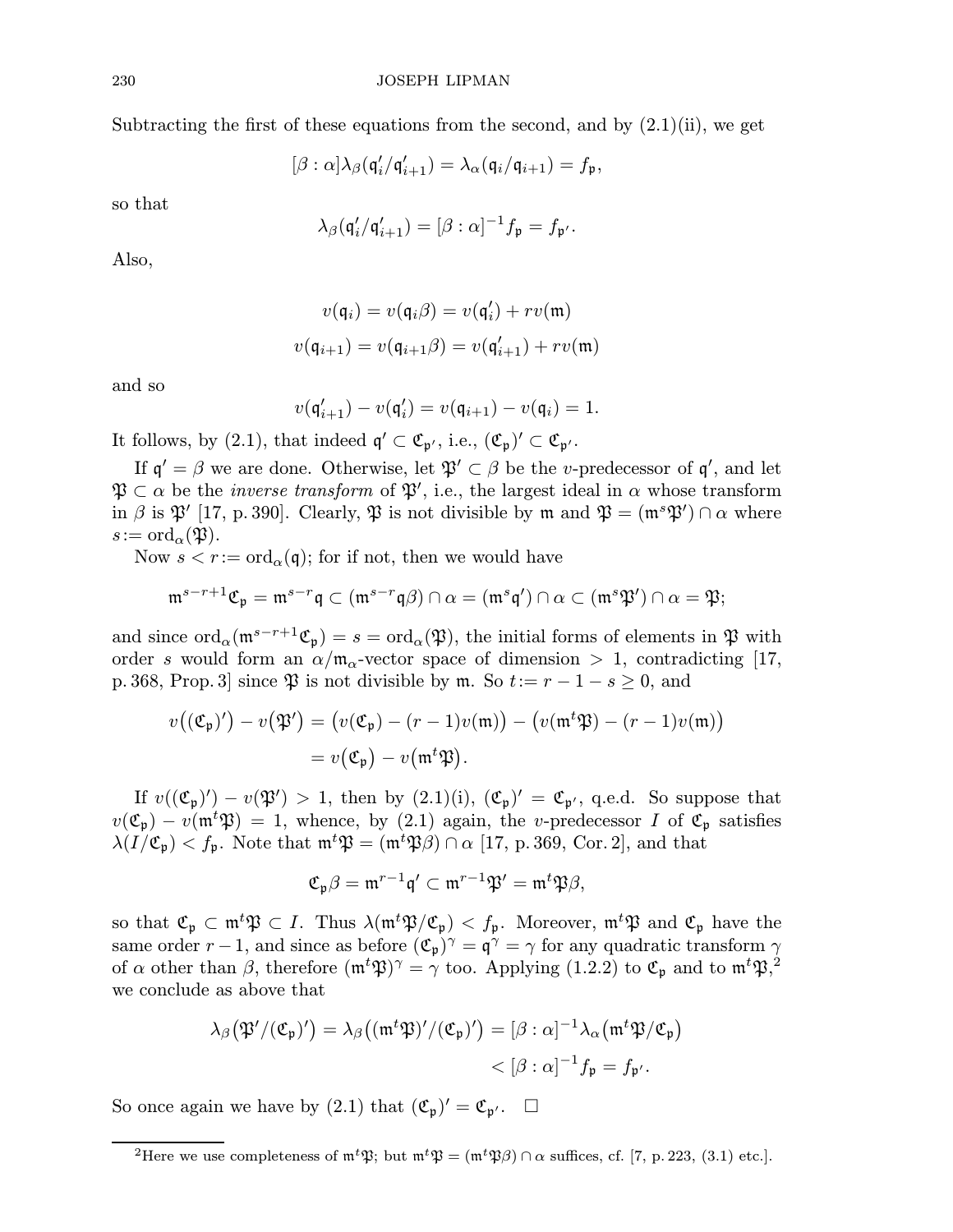Subtracting the first of these equations from the second, and by (2.1)(ii), we get

$$[\beta : \alpha]\lambda_\beta(\mathfrak{q}'_i/\mathfrak{q}'_{i+1}) = \lambda_\alpha(\mathfrak{q}_i/\mathfrak{q}_{i+1}) = f_\mathfrak{p},$$

so that

$$\lambda_\beta(\mathfrak{q}'_i/\mathfrak{q}'_{i+1}) = [\beta : \alpha]^{-1} f_\mathfrak{p} = f_{\mathfrak{p}'}.$$

Also,

$$v(\mathfrak{q}_i) = v(\mathfrak{q}_i\beta) = v(\mathfrak{q}'_i) + rv(\mathfrak{m})$$
$$v(\mathfrak{q}_{i+1}) = v(\mathfrak{q}_{i+1}\beta) = v(\mathfrak{q}'_{i+1}) + rv(\mathfrak{m})$$

and so

$$v(\mathfrak{q}'_{i+1}) - v(\mathfrak{q}'_i) = v(\mathfrak{q}_{i+1}) - v(\mathfrak{q}_i) = 1.$$

It follows, by (2.1), that indeed $\mathfrak{q}' \subset \mathfrak{C}_{\mathfrak{p}'}$, i.e., $(\mathfrak{C}_\mathfrak{p})' \subset \mathfrak{C}_{\mathfrak{p}'}$.

If $\mathfrak{q}' = \beta$ we are done. Otherwise, let $\mathfrak{P}' \subset \beta$ be the $v$-predecessor of $\mathfrak{q}'$, and let $\mathfrak{P} \subset \alpha$ be the *inverse transform* of $\mathfrak{P}'$, i.e., the largest ideal in $\alpha$ whose transform in $\beta$ is $\mathfrak{P}'$ [17, p. 390]. Clearly, $\mathfrak{P}$ is not divisible by $\mathfrak{m}$ and $\mathfrak{P} = (\mathfrak{m}^s\mathfrak{P}') \cap \alpha$ where $s := \operatorname{ord}_\alpha(\mathfrak{P})$.

Now $s < r := \operatorname{ord}_\alpha(\mathfrak{q})$; for if not, then we would have

$$\mathfrak{m}^{s-r+1}\mathfrak{C}_\mathfrak{p} = \mathfrak{m}^{s-r}\mathfrak{q} \subset (\mathfrak{m}^{s-r}\mathfrak{q}\beta) \cap \alpha = (\mathfrak{m}^s\mathfrak{q}') \cap \alpha \subset (\mathfrak{m}^s\mathfrak{P}') \cap \alpha = \mathfrak{P};$$

and since $\operatorname{ord}_\alpha(\mathfrak{m}^{s-r+1}\mathfrak{C}_\mathfrak{p}) = s = \operatorname{ord}_\alpha(\mathfrak{P})$, the initial forms of elements in $\mathfrak{P}$ with order $s$ would form an $\alpha/\mathfrak{m}_\alpha$-vector space of dimension $> 1$, contradicting [17, p. 368, Prop. 3] since $\mathfrak{P}$ is not divisible by $\mathfrak{m}$. So $t := r - 1 - s \geq 0$, and

$$\begin{aligned} v\big((\mathfrak{C}_\mathfrak{p})'\big) - v\big(\mathfrak{P}'\big) &= \big(v(\mathfrak{C}_\mathfrak{p}) - (r-1)v(\mathfrak{m})\big) - \big(v(\mathfrak{m}^t\mathfrak{P}) - (r-1)v(\mathfrak{m})\big) \\ &= v\big(\mathfrak{C}_\mathfrak{p}\big) - v\big(\mathfrak{m}^t\mathfrak{P}\big). \end{aligned}$$

If $v((\mathfrak{C}_\mathfrak{p})') - v(\mathfrak{P}') > 1$, then by (2.1)(i), $(\mathfrak{C}_\mathfrak{p})' = \mathfrak{C}_{\mathfrak{p}'}$, q.e.d. So suppose that $v(\mathfrak{C}_\mathfrak{p}) - v(\mathfrak{m}^t\mathfrak{P}) = 1$, whence, by (2.1) again, the $v$-predecessor $I$ of $\mathfrak{C}_\mathfrak{p}$ satisfies $\lambda(I/\mathfrak{C}_\mathfrak{p}) < f_\mathfrak{p}$. Note that $\mathfrak{m}^t\mathfrak{P} = (\mathfrak{m}^t\mathfrak{P}\beta) \cap \alpha$ [17, p. 369, Cor. 2], and that

$$\mathfrak{C}_\mathfrak{p}\beta = \mathfrak{m}^{r-1}\mathfrak{q}' \subset \mathfrak{m}^{r-1}\mathfrak{P}' = \mathfrak{m}^t\mathfrak{P}\beta,$$

so that $\mathfrak{C}_\mathfrak{p} \subset \mathfrak{m}^t\mathfrak{P} \subset I$. Thus $\lambda(\mathfrak{m}^t\mathfrak{P}/\mathfrak{C}_\mathfrak{p}) < f_\mathfrak{p}$. Moreover, $\mathfrak{m}^t\mathfrak{P}$ and $\mathfrak{C}_\mathfrak{p}$ have the same order $r-1$, and since as before $(\mathfrak{C}_\mathfrak{p})^\gamma = \mathfrak{q}^\gamma = \gamma$ for any quadratic transform $\gamma$ of $\alpha$ other than $\beta$, therefore $(\mathfrak{m}^t\mathfrak{P})^\gamma = \gamma$ too. Applying (1.2.2) to $\mathfrak{C}_\mathfrak{p}$ and to $\mathfrak{m}^t\mathfrak{P}$,[2] we conclude as above that

$$\begin{aligned} \lambda_\beta\big(\mathfrak{P}'/(\mathfrak{C}_\mathfrak{p})'\big) = \lambda_\beta\big((\mathfrak{m}^t\mathfrak{P})'/(\mathfrak{C}_\mathfrak{p})'\big) &= [\beta : \alpha]^{-1}\lambda_\alpha\big(\mathfrak{m}^t\mathfrak{P}/\mathfrak{C}_\mathfrak{p}\big) \\ &< [\beta : \alpha]^{-1} f_\mathfrak{p} = f_{\mathfrak{p}'}. \end{aligned}$$

So once again we have by (2.1) that $(\mathfrak{C}_\mathfrak{p})' = \mathfrak{C}_{\mathfrak{p}'}$. $\square$

---

[2] Here we use completeness of $\mathfrak{m}^t\mathfrak{P}$; but $\mathfrak{m}^t\mathfrak{P} = (\mathfrak{m}^t\mathfrak{P}\beta) \cap \alpha$ suffices, cf. [7, p. 223, (3.1) etc.].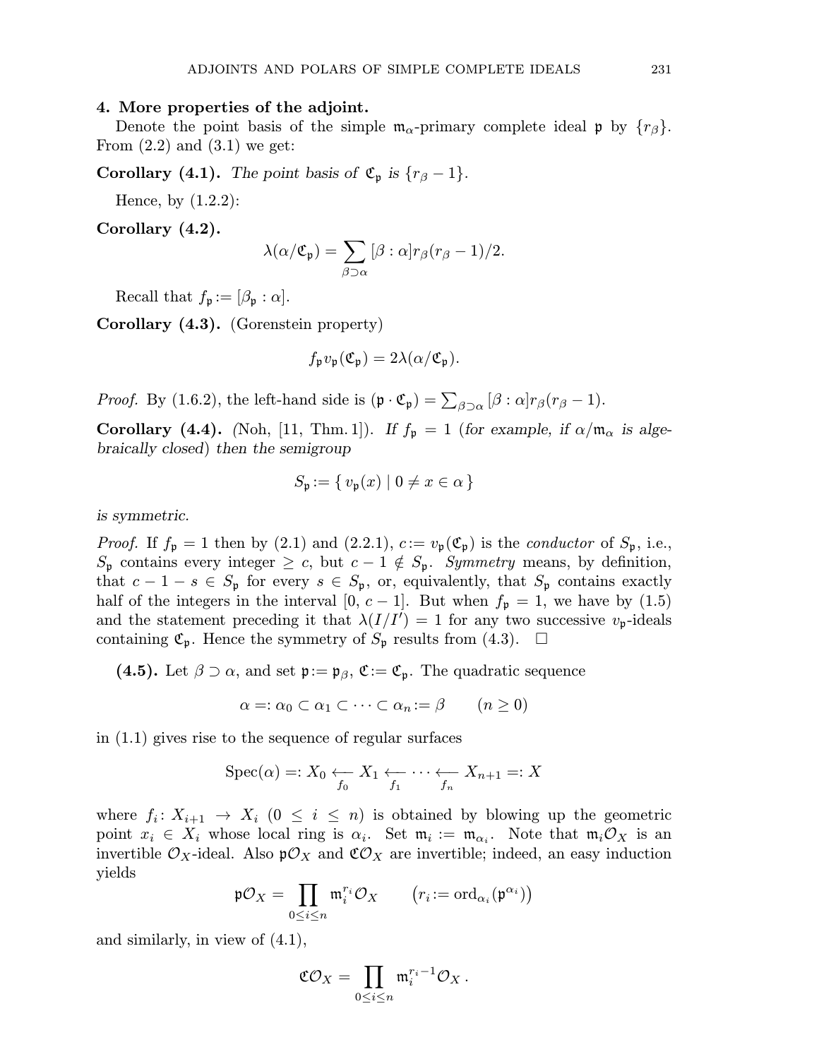## 4. More properties of the adjoint.

Denote the point basis of the simple $\mathfrak{m}_\alpha$-primary complete ideal $\mathfrak{p}$ by $\{r_\beta\}$. From (2.2) and (3.1) we get:

**Corollary (4.1).** *The point basis of $\mathfrak{C}_\mathfrak{p}$ is $\{r_\beta - 1\}$.*

Hence, by (1.2.2):

**Corollary (4.2).**

$$\lambda(\alpha/\mathfrak{C}_\mathfrak{p}) = \sum_{\beta\supset\alpha} [\beta : \alpha] r_\beta(r_\beta - 1)/2.$$

Recall that $f_\mathfrak{p} := [\beta_\mathfrak{p} : \alpha]$.

**Corollary (4.3).** (Gorenstein property)

$$f_\mathfrak{p} v_\mathfrak{p}(\mathfrak{C}_\mathfrak{p}) = 2\lambda(\alpha/\mathfrak{C}_\mathfrak{p}).$$

*Proof.* By (1.6.2), the left-hand side is $(\mathfrak{p}\cdot\mathfrak{C}_\mathfrak{p}) = \sum_{\beta\supset\alpha}[\beta : \alpha] r_\beta(r_\beta - 1)$.

**Corollary (4.4).** *(*Noh, [11, Thm. 1]*). If $f_\mathfrak{p} = 1$ (for example, if $\alpha/\mathfrak{m}_\alpha$ is algebraically closed) then the semigroup*

$$S_\mathfrak{p} := \{\, v_\mathfrak{p}(x) \mid 0 \neq x \in \alpha \,\}$$

*is symmetric.*

*Proof.* If $f_\mathfrak{p} = 1$ then by (2.1) and (2.2.1), $c := v_\mathfrak{p}(\mathfrak{C}_\mathfrak{p})$ is the *conductor* of $S_\mathfrak{p}$, i.e., $S_\mathfrak{p}$ contains every integer $\geq c$, but $c - 1 \notin S_\mathfrak{p}$. *Symmetry* means, by definition, that $c - 1 - s \in S_\mathfrak{p}$ for every $s \in S_\mathfrak{p}$, or, equivalently, that $S_\mathfrak{p}$ contains exactly half of the integers in the interval $[0,\, c-1]$. But when $f_\mathfrak{p} = 1$, we have by (1.5) and the statement preceding it that $\lambda(I/I') = 1$ for any two successive $v_\mathfrak{p}$-ideals containing $\mathfrak{C}_\mathfrak{p}$. Hence the symmetry of $S_\mathfrak{p}$ results from (4.3). $\square$

**(4.5).** Let $\beta \supset \alpha$, and set $\mathfrak{p} := \mathfrak{p}_\beta$, $\mathfrak{C} := \mathfrak{C}_\mathfrak{p}$. The quadratic sequence

$$\alpha =: \alpha_0 \subset \alpha_1 \subset \cdots \subset \alpha_n := \beta \qquad (n \geq 0)$$

in (1.1) gives rise to the sequence of regular surfaces

$$\mathrm{Spec}(\alpha) =: X_0 \underset{f_0}{\longleftarrow} X_1 \underset{f_1}{\longleftarrow} \cdots \underset{f_n}{\longleftarrow} X_{n+1} =: X$$

where $f_i\colon X_{i+1} \to X_i$ $(0 \leq i \leq n)$ is obtained by blowing up the geometric point $x_i \in X_i$ whose local ring is $\alpha_i$. Set $\mathfrak{m}_i := \mathfrak{m}_{\alpha_i}$. Note that $\mathfrak{m}_i\mathcal{O}_X$ is an invertible $\mathcal{O}_X$-ideal. Also $\mathfrak{p}\mathcal{O}_X$ and $\mathfrak{C}\mathcal{O}_X$ are invertible; indeed, an easy induction yields

$$\mathfrak{p}\mathcal{O}_X = \prod_{0\leq i\leq n} \mathfrak{m}_i^{r_i}\mathcal{O}_X \qquad \bigl(r_i := \mathrm{ord}_{\alpha_i}(\mathfrak{p}^{\alpha_i})\bigr)$$

and similarly, in view of (4.1),

$$\mathfrak{C}\mathcal{O}_X = \prod_{0\leq i\leq n} \mathfrak{m}_i^{r_i-1}\mathcal{O}_X\,.$$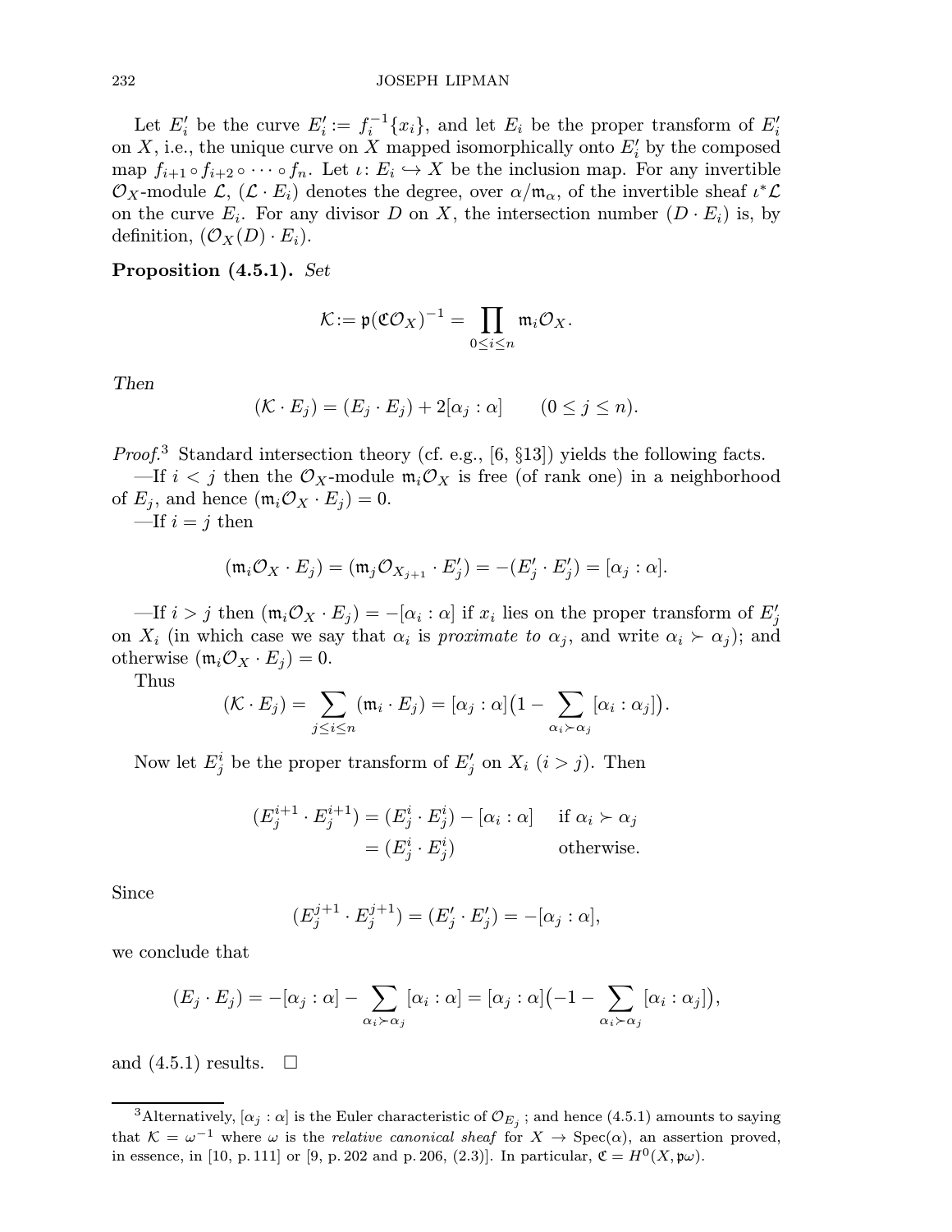Let $E'_i$ be the curve $E'_i := f_i^{-1}\{x_i\}$, and let $E_i$ be the proper transform of $E'_i$ on $X$, i.e., the unique curve on $X$ mapped isomorphically onto $E'_i$ by the composed map $f_{i+1} \circ f_{i+2} \circ \cdots \circ f_n$. Let $\iota\colon E_i \hookrightarrow X$ be the inclusion map. For any invertible $\mathcal{O}_X$-module $\mathcal{L}$, $(\mathcal{L} \cdot E_i)$ denotes the degree, over $\alpha/\mathfrak{m}_\alpha$, of the invertible sheaf $\iota^*\mathcal{L}$ on the curve $E_i$. For any divisor $D$ on $X$, the intersection number $(D \cdot E_i)$ is, by definition, $(\mathcal{O}_X(D) \cdot E_i)$.

**Proposition (4.5.1).** *Set*

$$\mathcal{K} := \mathfrak{p}(\mathfrak{C}\mathcal{O}_X)^{-1} = \prod_{0 \le i \le n} \mathfrak{m}_i \mathcal{O}_X.$$

*Then*

$$(\mathcal{K} \cdot E_j) = (E_j \cdot E_j) + 2[\alpha_j : \alpha] \qquad (0 \le j \le n).$$

*Proof.*[3] Standard intersection theory (cf. e.g., [6, §13]) yields the following facts.

—If $i < j$ then the $\mathcal{O}_X$-module $\mathfrak{m}_i\mathcal{O}_X$ is free (of rank one) in a neighborhood of $E_j$, and hence $(\mathfrak{m}_i\mathcal{O}_X \cdot E_j) = 0$.

—If $i = j$ then

$$(\mathfrak{m}_i\mathcal{O}_X \cdot E_j) = (\mathfrak{m}_j\mathcal{O}_{X_{j+1}} \cdot E'_j) = -(E'_j \cdot E'_j) = [\alpha_j : \alpha].$$

—If $i > j$ then $(\mathfrak{m}_i\mathcal{O}_X \cdot E_j) = -[\alpha_i : \alpha]$ if $x_i$ lies on the proper transform of $E'_j$ on $X_i$ (in which case we say that $\alpha_i$ is *proximate to* $\alpha_j$, and write $\alpha_i \succ \alpha_j$); and otherwise $(\mathfrak{m}_i\mathcal{O}_X \cdot E_j) = 0$.

Thus

$$(\mathcal{K} \cdot E_j) = \sum_{j \le i \le n} (\mathfrak{m}_i \cdot E_j) = [\alpha_j : \alpha]\big(1 - \sum_{\alpha_i \succ \alpha_j} [\alpha_i : \alpha_j]\big).$$

Now let $E^i_j$ be the proper transform of $E'_j$ on $X_i$ $(i > j)$. Then

$$\begin{aligned}(E^{i+1}_j \cdot E^{i+1}_j) &= (E^i_j \cdot E^i_j) - [\alpha_i : \alpha] \quad &&\text{if } \alpha_i \succ \alpha_j \\ &= (E^i_j \cdot E^i_j) &&\text{otherwise.}\end{aligned}$$

Since

$$(E^{j+1}_j \cdot E^{j+1}_j) = (E'_j \cdot E'_j) = -[\alpha_j : \alpha],$$

we conclude that

$$(E_j \cdot E_j) = -[\alpha_j : \alpha] - \sum_{\alpha_i \succ \alpha_j} [\alpha_i : \alpha] = [\alpha_j : \alpha]\big(-1 - \sum_{\alpha_i \succ \alpha_j} [\alpha_i : \alpha_j]\big),$$

and (4.5.1) results. $\square$

[3] Alternatively, $[\alpha_j : \alpha]$ is the Euler characteristic of $\mathcal{O}_{E_j}$; and hence (4.5.1) amounts to saying that $\mathcal{K} = \omega^{-1}$ where $\omega$ is the *relative canonical sheaf* for $X \to \operatorname{Spec}(\alpha)$, an assertion proved, in essence, in [10, p. 111] or [9, p. 202 and p. 206, (2.3)]. In particular, $\mathfrak{C} = H^0(X, \mathfrak{p}\omega)$.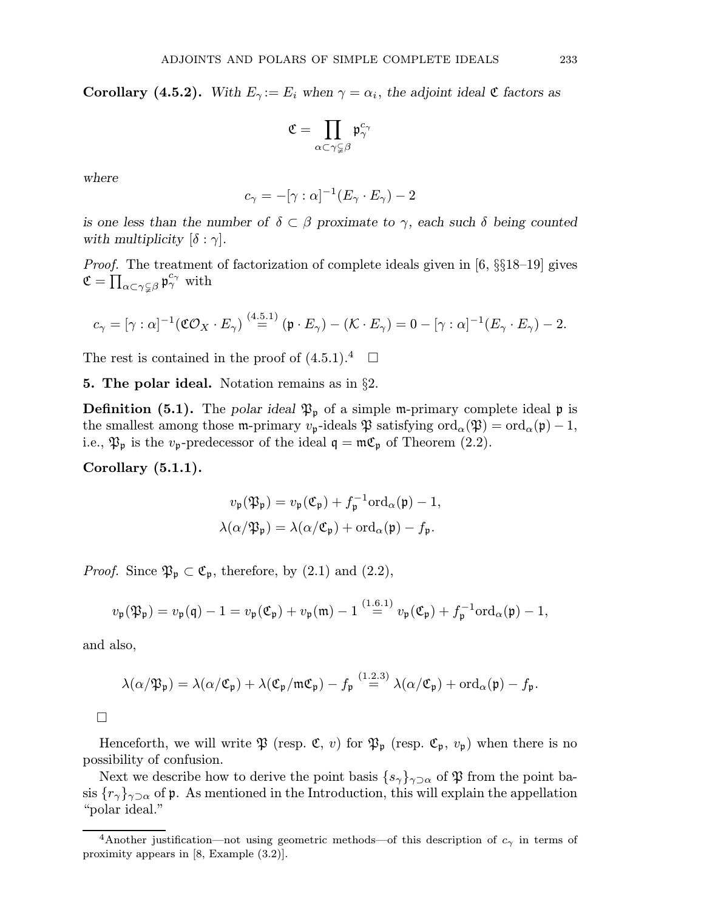**Corollary (4.5.2).** *With $E_\gamma := E_i$ when $\gamma = \alpha_i$, the adjoint ideal $\mathfrak{C}$ factors as*

$$\mathfrak{C} = \prod_{\alpha \subset \gamma \subsetneqq \beta} \mathfrak{p}_\gamma^{c_\gamma}$$

*where*

$$c_\gamma = -[\gamma : \alpha]^{-1}(E_\gamma \cdot E_\gamma) - 2$$

*is one less than the number of $\delta \subset \beta$ proximate to $\gamma$, each such $\delta$ being counted with multiplicity $[\delta : \gamma]$.*

*Proof.* The treatment of factorization of complete ideals given in [6, §§18–19] gives $\mathfrak{C} = \prod_{\alpha \subset \gamma \subsetneqq \beta} \mathfrak{p}_\gamma^{c_\gamma}$ with

$$c_\gamma = [\gamma : \alpha]^{-1}(\mathfrak{C}\mathcal{O}_X \cdot E_\gamma) \overset{(4.5.1)}{=} (\mathfrak{p} \cdot E_\gamma) - (\mathcal{K} \cdot E_\gamma) = 0 - [\gamma : \alpha]^{-1}(E_\gamma \cdot E_\gamma) - 2.$$

The rest is contained in the proof of (4.5.1).[4] $\square$

**5. The polar ideal.** Notation remains as in §2.

**Definition (5.1).** The *polar ideal* $\mathfrak{P}_\mathfrak{p}$ of a simple $\mathfrak{m}$-primary complete ideal $\mathfrak{p}$ is the smallest among those $\mathfrak{m}$-primary $v_\mathfrak{p}$-ideals $\mathfrak{P}$ satisfying $\operatorname{ord}_\alpha(\mathfrak{P}) = \operatorname{ord}_\alpha(\mathfrak{p}) - 1$, i.e., $\mathfrak{P}_\mathfrak{p}$ is the $v_\mathfrak{p}$-predecessor of the ideal $\mathfrak{q} = \mathfrak{m}\mathfrak{C}_\mathfrak{p}$ of Theorem (2.2).

**Corollary (5.1.1).**

$$v_\mathfrak{p}(\mathfrak{P}_\mathfrak{p}) = v_\mathfrak{p}(\mathfrak{C}_\mathfrak{p}) + f_\mathfrak{p}^{-1}\operatorname{ord}_\alpha(\mathfrak{p}) - 1,$$
$$\lambda(\alpha/\mathfrak{P}_\mathfrak{p}) = \lambda(\alpha/\mathfrak{C}_\mathfrak{p}) + \operatorname{ord}_\alpha(\mathfrak{p}) - f_\mathfrak{p}.$$

*Proof.* Since $\mathfrak{P}_\mathfrak{p} \subset \mathfrak{C}_\mathfrak{p}$, therefore, by (2.1) and (2.2),

$$v_\mathfrak{p}(\mathfrak{P}_\mathfrak{p}) = v_\mathfrak{p}(\mathfrak{q}) - 1 = v_\mathfrak{p}(\mathfrak{C}_\mathfrak{p}) + v_\mathfrak{p}(\mathfrak{m}) - 1 \overset{(1.6.1)}{=} v_\mathfrak{p}(\mathfrak{C}_\mathfrak{p}) + f_\mathfrak{p}^{-1}\operatorname{ord}_\alpha(\mathfrak{p}) - 1,$$

and also,

$$\lambda(\alpha/\mathfrak{P}_\mathfrak{p}) = \lambda(\alpha/\mathfrak{C}_\mathfrak{p}) + \lambda(\mathfrak{C}_\mathfrak{p}/\mathfrak{m}\mathfrak{C}_\mathfrak{p}) - f_\mathfrak{p} \overset{(1.2.3)}{=} \lambda(\alpha/\mathfrak{C}_\mathfrak{p}) + \operatorname{ord}_\alpha(\mathfrak{p}) - f_\mathfrak{p}.$$

$\square$

Henceforth, we will write $\mathfrak{P}$ (resp. $\mathfrak{C}$, $v$) for $\mathfrak{P}_\mathfrak{p}$ (resp. $\mathfrak{C}_\mathfrak{p}$, $v_\mathfrak{p}$) when there is no possibility of confusion.

Next we describe how to derive the point basis $\{s_\gamma\}_{\gamma \supset \alpha}$ of $\mathfrak{P}$ from the point basis $\{r_\gamma\}_{\gamma \supset \alpha}$ of $\mathfrak{p}$. As mentioned in the Introduction, this will explain the appellation "polar ideal."

[4] Another justification—not using geometric methods—of this description of $c_\gamma$ in terms of proximity appears in [8, Example (3.2)].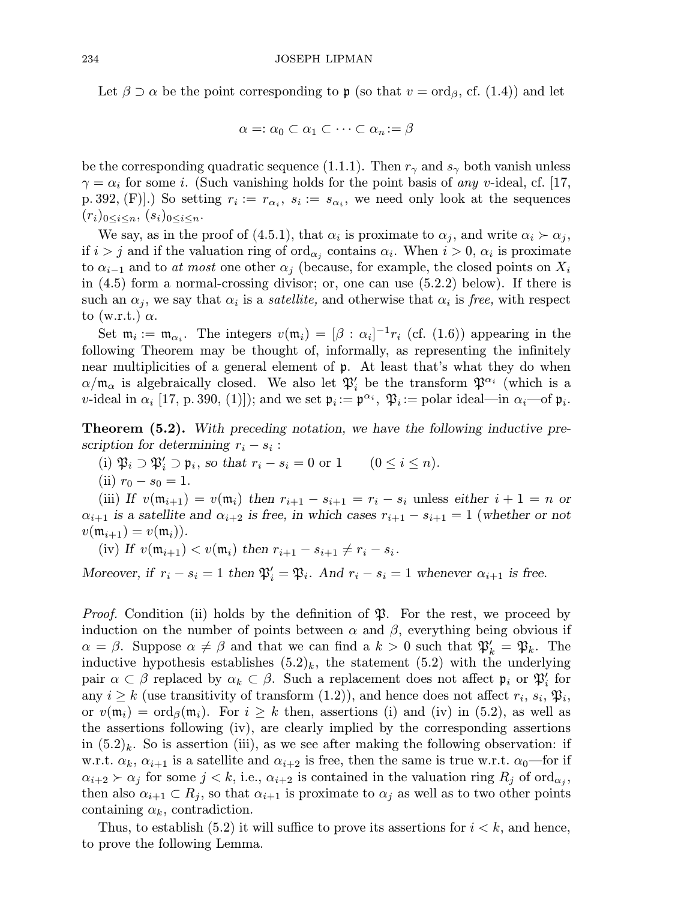Let $\beta \supset \alpha$ be the point corresponding to $\mathfrak{p}$ (so that $v = \operatorname{ord}_\beta$, cf. (1.4)) and let

$$\alpha =: \alpha_0 \subset \alpha_1 \subset \cdots \subset \alpha_n := \beta$$

be the corresponding quadratic sequence (1.1.1). Then $r_\gamma$ and $s_\gamma$ both vanish unless $\gamma = \alpha_i$ for some $i$. (Such vanishing holds for the point basis of *any* $v$-ideal, cf. [17, p. 392, (F)].) So setting $r_i := r_{\alpha_i}$, $s_i := s_{\alpha_i}$, we need only look at the sequences $(r_i)_{0\le i\le n}$, $(s_i)_{0\le i\le n}$.

We say, as in the proof of (4.5.1), that $\alpha_i$ is proximate to $\alpha_j$, and write $\alpha_i \succ \alpha_j$, if $i > j$ and if the valuation ring of $\operatorname{ord}_{\alpha_j}$ contains $\alpha_i$. When $i > 0$, $\alpha_i$ is proximate to $\alpha_{i-1}$ and to *at most* one other $\alpha_j$ (because, for example, the closed points on $X_i$ in (4.5) form a normal-crossing divisor; or, one can use (5.2.2) below). If there is such an $\alpha_j$, we say that $\alpha_i$ is a *satellite,* and otherwise that $\alpha_i$ is *free,* with respect to (w.r.t.) $\alpha$.

Set $\mathfrak{m}_i := \mathfrak{m}_{\alpha_i}$. The integers $v(\mathfrak{m}_i) = [\beta : \alpha_i]^{-1} r_i$ (cf. (1.6)) appearing in the following Theorem may be thought of, informally, as representing the infinitely near multiplicities of a general element of $\mathfrak{p}$. At least that's what they do when $\alpha/\mathfrak{m}_\alpha$ is algebraically closed. We also let $\mathfrak{P}'_i$ be the transform $\mathfrak{P}^{\alpha_i}$ (which is a $v$-ideal in $\alpha_i$ [17, p. 390, (1)]); and we set $\mathfrak{p}_i := \mathfrak{p}^{\alpha_i}$, $\mathfrak{P}_i :=$ polar ideal—in $\alpha_i$—of $\mathfrak{p}_i$.

**Theorem (5.2).** *With preceding notation, we have the following inductive prescription for determining* $r_i - s_i$ :

(i) $\mathfrak{P}_i \supset \mathfrak{P}'_i \supset \mathfrak{p}_i$, *so that* $r_i - s_i = 0$ *or* $1 \qquad (0 \le i \le n)$.

(ii) $r_0 - s_0 = 1$.

(iii) *If* $v(\mathfrak{m}_{i+1}) = v(\mathfrak{m}_i)$ *then* $r_{i+1} - s_{i+1} = r_i - s_i$ *unless either* $i + 1 = n$ *or* $\alpha_{i+1}$ *is a satellite and* $\alpha_{i+2}$ *is free, in which cases* $r_{i+1} - s_{i+1} = 1$ (*whether or not* $v(\mathfrak{m}_{i+1}) = v(\mathfrak{m}_i)$).

(iv) *If* $v(\mathfrak{m}_{i+1}) < v(\mathfrak{m}_i)$ *then* $r_{i+1} - s_{i+1} \ne r_i - s_i$.

*Moreover, if* $r_i - s_i = 1$ *then* $\mathfrak{P}'_i = \mathfrak{P}_i$. *And* $r_i - s_i = 1$ *whenever* $\alpha_{i+1}$ *is free.*

*Proof.* Condition (ii) holds by the definition of $\mathfrak{P}$. For the rest, we proceed by induction on the number of points between $\alpha$ and $\beta$, everything being obvious if $\alpha = \beta$. Suppose $\alpha \ne \beta$ and that we can find a $k > 0$ such that $\mathfrak{P}'_k = \mathfrak{P}_k$. The inductive hypothesis establishes $(5.2)_k$, the statement (5.2) with the underlying pair $\alpha \subset \beta$ replaced by $\alpha_k \subset \beta$. Such a replacement does not affect $\mathfrak{p}_i$ or $\mathfrak{P}'_i$ for any $i \ge k$ (use transitivity of transform (1.2)), and hence does not affect $r_i$, $s_i$, $\mathfrak{P}_i$, or $v(\mathfrak{m}_i) = \operatorname{ord}_\beta(\mathfrak{m}_i)$. For $i \ge k$ then, assertions (i) and (iv) in (5.2), as well as the assertions following (iv), are clearly implied by the corresponding assertions in $(5.2)_k$. So is assertion (iii), as we see after making the following observation: if w.r.t. $\alpha_k$, $\alpha_{i+1}$ is a satellite and $\alpha_{i+2}$ is free, then the same is true w.r.t. $\alpha_0$—for if $\alpha_{i+2} \succ \alpha_j$ for some $j < k$, i.e., $\alpha_{i+2}$ is contained in the valuation ring $R_j$ of $\operatorname{ord}_{\alpha_j}$, then also $\alpha_{i+1} \subset R_j$, so that $\alpha_{i+1}$ is proximate to $\alpha_j$ as well as to two other points containing $\alpha_k$, contradiction.

Thus, to establish (5.2) it will suffice to prove its assertions for $i < k$, and hence, to prove the following Lemma.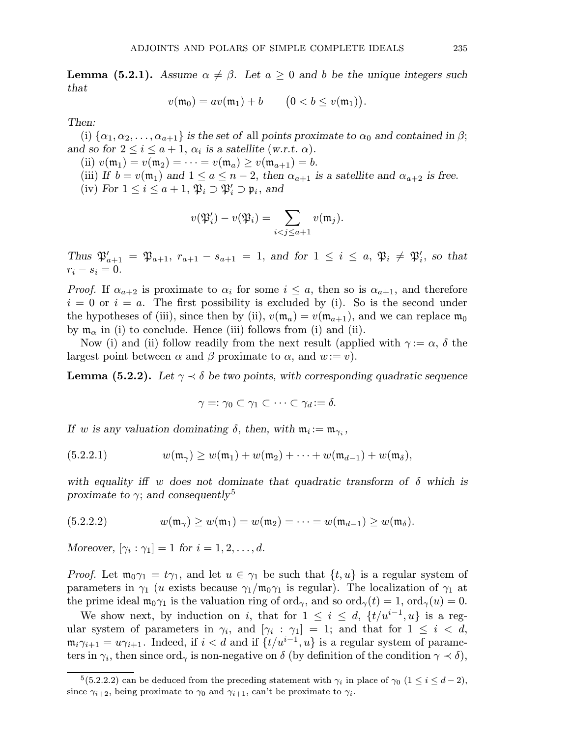**Lemma (5.2.1).** *Assume $\alpha \neq \beta$. Let $a \geq 0$ and $b$ be the unique integers such that*

$$v(\mathfrak{m}_0) = av(\mathfrak{m}_1) + b \qquad \big(0 < b \leq v(\mathfrak{m}_1)\big).$$

*Then:*

(i) *$\{\alpha_1, \alpha_2, \ldots, \alpha_{a+1}\}$ is the set of* all *points proximate to $\alpha_0$ and contained in $\beta$; and so for $2 \leq i \leq a+1$, $\alpha_i$ is a satellite (w.r.t. $\alpha$).*

(ii) *$v(\mathfrak{m}_1) = v(\mathfrak{m}_2) = \cdots = v(\mathfrak{m}_a) \geq v(\mathfrak{m}_{a+1}) = b$.*

(iii) *If $b = v(\mathfrak{m}_1)$ and $1 \leq a \leq n-2$, then $\alpha_{a+1}$ is a satellite and $\alpha_{a+2}$ is free.*

(iv) *For $1 \leq i \leq a+1$, $\mathfrak{P}_i \supset \mathfrak{P}'_i \supset \mathfrak{p}_i$, and*

$$v(\mathfrak{P}'_i) - v(\mathfrak{P}_i) = \sum_{i<j\leq a+1} v(\mathfrak{m}_j).$$

*Thus $\mathfrak{P}'_{a+1} = \mathfrak{P}_{a+1}$, $r_{a+1} - s_{a+1} = 1$, and for $1 \leq i \leq a$, $\mathfrak{P}_i \neq \mathfrak{P}'_i$, so that $r_i - s_i = 0$.*

*Proof.* If $\alpha_{a+2}$ is proximate to $\alpha_i$ for some $i \leq a$, then so is $\alpha_{a+1}$, and therefore $i = 0$ or $i = a$. The first possibility is excluded by (i). So is the second under the hypotheses of (iii), since then by (ii), $v(\mathfrak{m}_a) = v(\mathfrak{m}_{a+1})$, and we can replace $\mathfrak{m}_0$ by $\mathfrak{m}_\alpha$ in (i) to conclude. Hence (iii) follows from (i) and (ii).

Now (i) and (ii) follow readily from the next result (applied with $\gamma := \alpha$, $\delta$ the largest point between $\alpha$ and $\beta$ proximate to $\alpha$, and $w := v$).

**Lemma (5.2.2).** *Let $\gamma \prec \delta$ be two points, with corresponding quadratic sequence*

$$\gamma =: \gamma_0 \subset \gamma_1 \subset \cdots \subset \gamma_d := \delta.$$

*If $w$ is any valuation dominating $\delta$, then, with $\mathfrak{m}_i := \mathfrak{m}_{\gamma_i}$,*

$$w(\mathfrak{m}_\gamma) \geq w(\mathfrak{m}_1) + w(\mathfrak{m}_2) + \cdots + w(\mathfrak{m}_{d-1}) + w(\mathfrak{m}_\delta), \tag{5.2.2.1}$$

*with equality iff $w$ does not dominate that quadratic transform of $\delta$ which is proximate to $\gamma$; and consequently*[5]

$$w(\mathfrak{m}_\gamma) \geq w(\mathfrak{m}_1) = w(\mathfrak{m}_2) = \cdots = w(\mathfrak{m}_{d-1}) \geq w(\mathfrak{m}_\delta). \tag{5.2.2.2}$$

*Moreover, $[\gamma_i : \gamma_1] = 1$ for $i = 1, 2, \ldots, d$.*

*Proof.* Let $\mathfrak{m}_0\gamma_1 = t\gamma_1$, and let $u \in \gamma_1$ be such that $\{t, u\}$ is a regular system of parameters in $\gamma_1$ ($u$ exists because $\gamma_1/\mathfrak{m}_0\gamma_1$ is regular). The localization of $\gamma_1$ at the prime ideal $\mathfrak{m}_0\gamma_1$ is the valuation ring of $\mathrm{ord}_\gamma$, and so $\mathrm{ord}_\gamma(t) = 1$, $\mathrm{ord}_\gamma(u) = 0$.

We show next, by induction on $i$, that for $1 \leq i \leq d$, $\{t/u^{i-1}, u\}$ is a regular system of parameters in $\gamma_i$, and $[\gamma_i : \gamma_1] = 1$; and that for $1 \leq i < d$, $\mathfrak{m}_i\gamma_{i+1} = u\gamma_{i+1}$. Indeed, if $i < d$ and if $\{t/u^{i-1}, u\}$ is a regular system of parameters in $\gamma_i$, then since $\mathrm{ord}_\gamma$ is non-negative on $\delta$ (by definition of the condition $\gamma \prec \delta$),

---

[5] (5.2.2.2) can be deduced from the preceding statement with $\gamma_i$ in place of $\gamma_0$ ($1 \leq i \leq d-2$), since $\gamma_{i+2}$, being proximate to $\gamma_0$ and $\gamma_{i+1}$, can't be proximate to $\gamma_i$.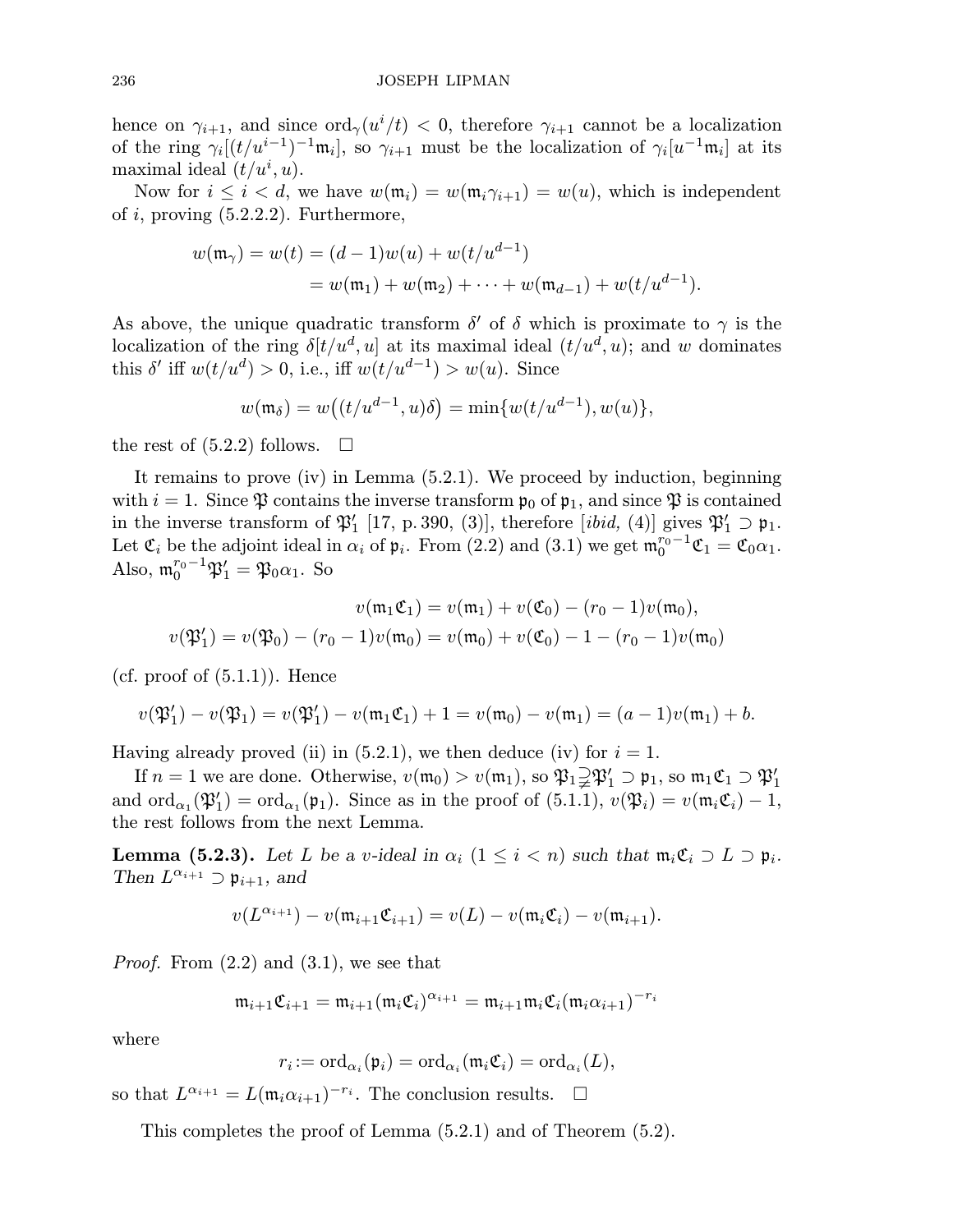hence on $\gamma_{i+1}$, and since $\text{ord}_\gamma(u^i/t) < 0$, therefore $\gamma_{i+1}$ cannot be a localization of the ring $\gamma_i[(t/u^{i-1})^{-1}\mathfrak{m}_i]$, so $\gamma_{i+1}$ must be the localization of $\gamma_i[u^{-1}\mathfrak{m}_i]$ at its maximal ideal $(t/u^i, u)$.

Now for $i \le i < d$, we have $w(\mathfrak{m}_i) = w(\mathfrak{m}_i\gamma_{i+1}) = w(u)$, which is independent of $i$, proving (5.2.2.2). Furthermore,

$$\begin{aligned} w(\mathfrak{m}_\gamma) = w(t) &= (d-1)w(u) + w(t/u^{d-1}) \\ &= w(\mathfrak{m}_1) + w(\mathfrak{m}_2) + \cdots + w(\mathfrak{m}_{d-1}) + w(t/u^{d-1}). \end{aligned}$$

As above, the unique quadratic transform $\delta'$ of $\delta$ which is proximate to $\gamma$ is the localization of the ring $\delta[t/u^d, u]$ at its maximal ideal $(t/u^d, u)$; and $w$ dominates this $\delta'$ iff $w(t/u^d) > 0$, i.e., iff $w(t/u^{d-1}) > w(u)$. Since

$$w(\mathfrak{m}_\delta) = w\big((t/u^{d-1}, u)\delta\big) = \min\{w(t/u^{d-1}), w(u)\},$$

the rest of (5.2.2) follows. $\square$

It remains to prove (iv) in Lemma (5.2.1). We proceed by induction, beginning with $i = 1$. Since $\mathfrak{P}$ contains the inverse transform $\mathfrak{p}_0$ of $\mathfrak{p}_1$, and since $\mathfrak{P}$ is contained in the inverse transform of $\mathfrak{P}_1'$ [17, p. 390, (3)], therefore [*ibid,* (4)] gives $\mathfrak{P}_1' \supset \mathfrak{p}_1$. Let $\mathfrak{C}_i$ be the adjoint ideal in $\alpha_i$ of $\mathfrak{p}_i$. From (2.2) and (3.1) we get $\mathfrak{m}_0^{r_0-1}\mathfrak{C}_1 = \mathfrak{C}_0\alpha_1$. Also, $\mathfrak{m}_0^{r_0-1}\mathfrak{P}_1' = \mathfrak{P}_0\alpha_1$. So

$$\begin{aligned} v(\mathfrak{m}_1\mathfrak{C}_1) &= v(\mathfrak{m}_1) + v(\mathfrak{C}_0) - (r_0-1)v(\mathfrak{m}_0), \\ v(\mathfrak{P}_1') = v(\mathfrak{P}_0) - (r_0-1)v(\mathfrak{m}_0) &= v(\mathfrak{m}_0) + v(\mathfrak{C}_0) - 1 - (r_0-1)v(\mathfrak{m}_0) \end{aligned}$$

(cf. proof of (5.1.1)). Hence

$$v(\mathfrak{P}_1') - v(\mathfrak{P}_1) = v(\mathfrak{P}_1') - v(\mathfrak{m}_1\mathfrak{C}_1) + 1 = v(\mathfrak{m}_0) - v(\mathfrak{m}_1) = (a-1)v(\mathfrak{m}_1) + b.$$

Having already proved (ii) in (5.2.1), we then deduce (iv) for $i = 1$.

If $n = 1$ we are done. Otherwise, $v(\mathfrak{m}_0) > v(\mathfrak{m}_1)$, so $\mathfrak{P}_1 \supsetneqq \mathfrak{P}_1' \supset \mathfrak{p}_1$, so $\mathfrak{m}_1\mathfrak{C}_1 \supset \mathfrak{P}_1'$ and $\text{ord}_{\alpha_1}(\mathfrak{P}_1') = \text{ord}_{\alpha_1}(\mathfrak{p}_1)$. Since as in the proof of (5.1.1), $v(\mathfrak{P}_i) = v(\mathfrak{m}_i\mathfrak{C}_i) - 1$, the rest follows from the next Lemma.

**Lemma (5.2.3).** *Let $L$ be a $v$-ideal in $\alpha_i$ $(1 \le i < n)$ such that $\mathfrak{m}_i\mathfrak{C}_i \supset L \supset \mathfrak{p}_i$. Then $L^{\alpha_{i+1}} \supset \mathfrak{p}_{i+1}$, and*

$$v(L^{\alpha_{i+1}}) - v(\mathfrak{m}_{i+1}\mathfrak{C}_{i+1}) = v(L) - v(\mathfrak{m}_i\mathfrak{C}_i) - v(\mathfrak{m}_{i+1}).$$

*Proof.* From (2.2) and (3.1), we see that

$$\mathfrak{m}_{i+1}\mathfrak{C}_{i+1} = \mathfrak{m}_{i+1}(\mathfrak{m}_i\mathfrak{C}_i)^{\alpha_{i+1}} = \mathfrak{m}_{i+1}\mathfrak{m}_i\mathfrak{C}_i(\mathfrak{m}_i\alpha_{i+1})^{-r_i}$$

where

$$r_i := \text{ord}_{\alpha_i}(\mathfrak{p}_i) = \text{ord}_{\alpha_i}(\mathfrak{m}_i\mathfrak{C}_i) = \text{ord}_{\alpha_i}(L),$$

so that $L^{\alpha_{i+1}} = L(\mathfrak{m}_i\alpha_{i+1})^{-r_i}$. The conclusion results. $\square$

This completes the proof of Lemma (5.2.1) and of Theorem (5.2).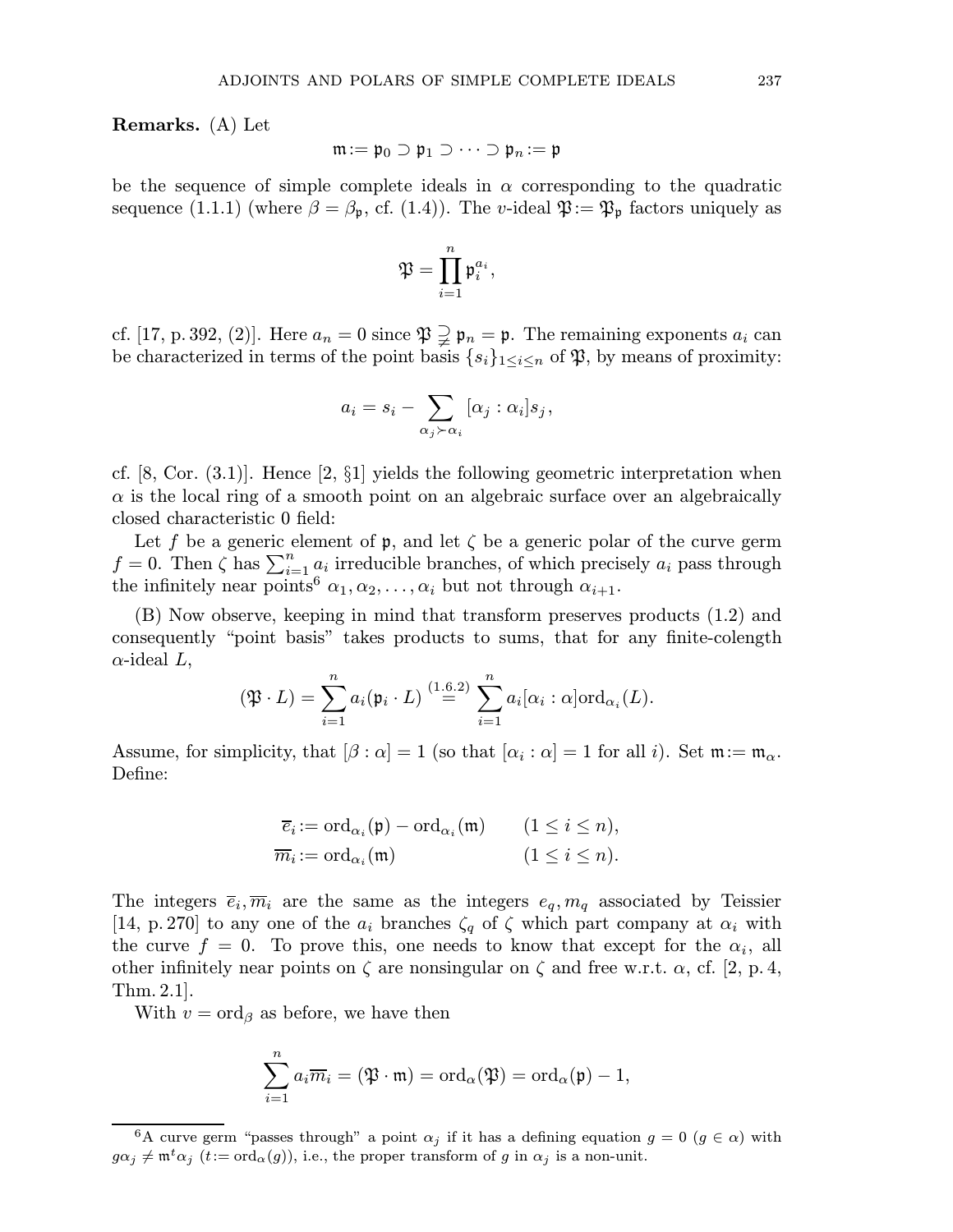**Remarks.** (A) Let

$$\mathfrak{m} := \mathfrak{p}_0 \supset \mathfrak{p}_1 \supset \cdots \supset \mathfrak{p}_n := \mathfrak{p}$$

be the sequence of simple complete ideals in $\alpha$ corresponding to the quadratic sequence (1.1.1) (where $\beta = \beta_{\mathfrak{p}}$, cf. (1.4)). The $v$-ideal $\mathfrak{P} := \mathfrak{P}_{\mathfrak{p}}$ factors uniquely as

$$\mathfrak{P} = \prod_{i=1}^{n} \mathfrak{p}_i^{a_i},$$

cf. [17, p. 392, (2)]. Here $a_n = 0$ since $\mathfrak{P} \supsetneqq \mathfrak{p}_n = \mathfrak{p}$. The remaining exponents $a_i$ can be characterized in terms of the point basis $\{s_i\}_{1 \le i \le n}$ of $\mathfrak{P}$, by means of proximity:

$$a_i = s_i - \sum_{\alpha_j \succ \alpha_i} [\alpha_j : \alpha_i] s_j,$$

cf. [8, Cor. (3.1)]. Hence [2, §1] yields the following geometric interpretation when $\alpha$ is the local ring of a smooth point on an algebraic surface over an algebraically closed characteristic 0 field:

Let $f$ be a generic element of $\mathfrak{p}$, and let $\zeta$ be a generic polar of the curve germ $f = 0$. Then $\zeta$ has $\sum_{i=1}^{n} a_i$ irreducible branches, of which precisely $a_i$ pass through the infinitely near points[6] $\alpha_1, \alpha_2, \ldots, \alpha_i$ but not through $\alpha_{i+1}$.

(B) Now observe, keeping in mind that transform preserves products (1.2) and consequently "point basis" takes products to sums, that for any finite-colength $\alpha$-ideal $L$,

$$(\mathfrak{P} \cdot L) = \sum_{i=1}^{n} a_i (\mathfrak{p}_i \cdot L) \overset{(1.6.2)}{=} \sum_{i=1}^{n} a_i [\alpha_i : \alpha] \operatorname{ord}_{\alpha_i}(L).$$

Assume, for simplicity, that $[\beta : \alpha] = 1$ (so that $[\alpha_i : \alpha] = 1$ for all $i$). Set $\mathfrak{m} := \mathfrak{m}_\alpha$. Define:

$$\begin{aligned} \overline{e}_i &:= \operatorname{ord}_{\alpha_i}(\mathfrak{p}) - \operatorname{ord}_{\alpha_i}(\mathfrak{m}) \qquad (1 \le i \le n), \\ \overline{m}_i &:= \operatorname{ord}_{\alpha_i}(\mathfrak{m}) \qquad\qquad\qquad\quad (1 \le i \le n). \end{aligned}$$

The integers $\overline{e}_i, \overline{m}_i$ are the same as the integers $e_q, m_q$ associated by Teissier [14, p. 270] to any one of the $a_i$ branches $\zeta_q$ of $\zeta$ which part company at $\alpha_i$ with the curve $f = 0$. To prove this, one needs to know that except for the $\alpha_i$, all other infinitely near points on $\zeta$ are nonsingular on $\zeta$ and free w.r.t. $\alpha$, cf. [2, p. 4, Thm. 2.1].

With $v = \operatorname{ord}_\beta$ as before, we have then

$$\sum_{i=1}^{n} a_i \overline{m}_i = (\mathfrak{P} \cdot \mathfrak{m}) = \operatorname{ord}_\alpha(\mathfrak{P}) = \operatorname{ord}_\alpha(\mathfrak{p}) - 1,$$

[6] A curve germ "passes through" a point $\alpha_j$ if it has a defining equation $g = 0$ ($g \in \alpha$) with $g\alpha_j \neq \mathfrak{m}^t \alpha_j$ ($t := \operatorname{ord}_\alpha(g)$), i.e., the proper transform of $g$ in $\alpha_j$ is a non-unit.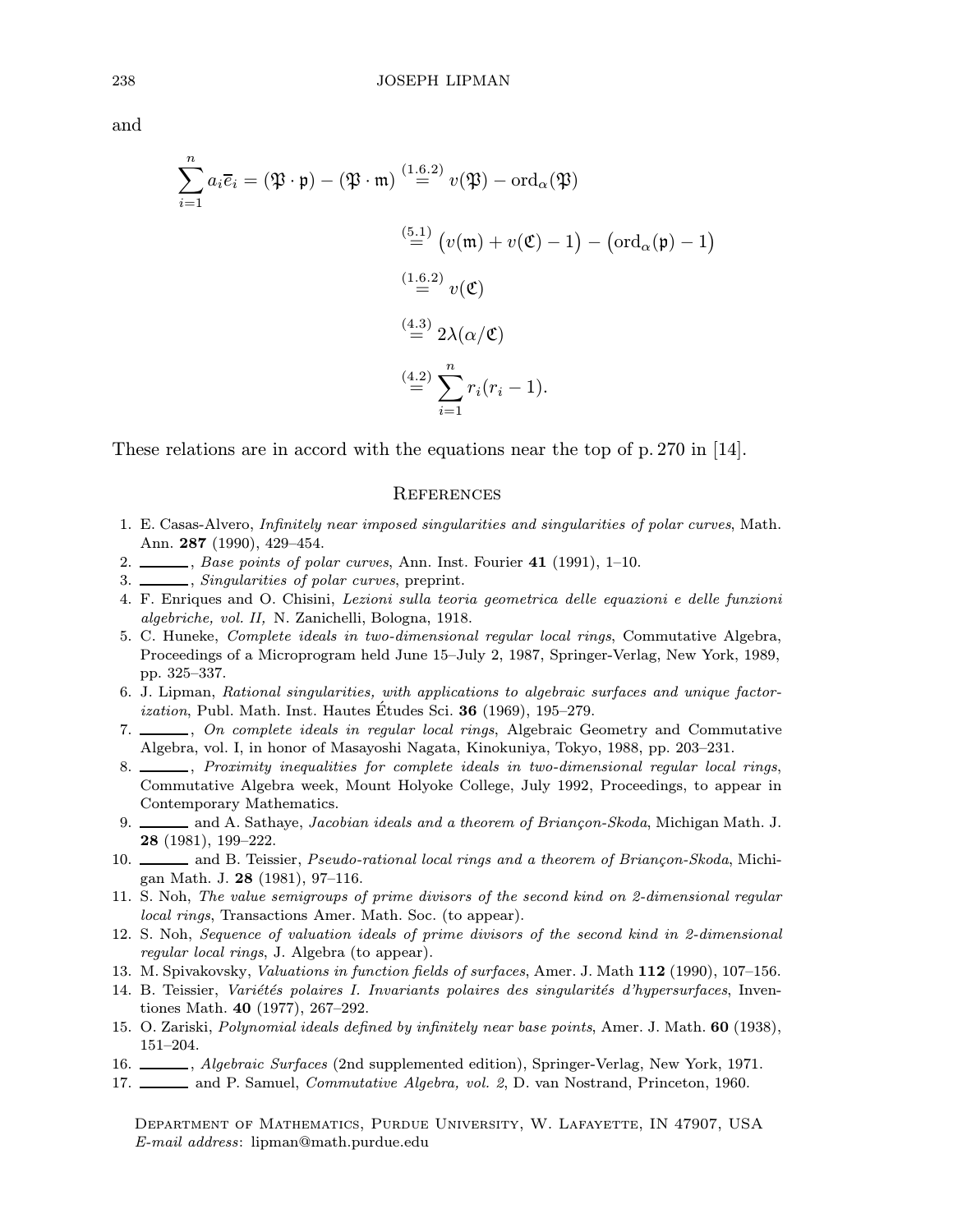and

$$
\begin{aligned}
\sum_{i=1}^{n} a_i \overline{e}_i = (\mathfrak{P}\cdot\mathfrak{p}) - (\mathfrak{P}\cdot\mathfrak{m}) &\overset{(1.6.2)}{=} v(\mathfrak{P}) - \operatorname{ord}_\alpha(\mathfrak{P}) \\
&\overset{(5.1)}{=} \big(v(\mathfrak{m}) + v(\mathfrak{C}) - 1\big) - \big(\operatorname{ord}_\alpha(\mathfrak{p}) - 1\big) \\
&\overset{(1.6.2)}{=} v(\mathfrak{C}) \\
&\overset{(4.3)}{=} 2\lambda(\alpha/\mathfrak{C}) \\
&\overset{(4.2)}{=} \sum_{i=1}^{n} r_i(r_i - 1).
\end{aligned}
$$

These relations are in accord with the equations near the top of p. 270 in [14].

## References

1. E. Casas-Alvero, *Infinitely near imposed singularities and singularities of polar curves*, Math. Ann. **287** (1990), 429–454.
2. ———, *Base points of polar curves*, Ann. Inst. Fourier **41** (1991), 1–10.
3. ———, *Singularities of polar curves*, preprint.
4. F. Enriques and O. Chisini, *Lezioni sulla teoria geometrica delle equazioni e delle funzioni algebriche, vol. II,* N. Zanichelli, Bologna, 1918.
5. C. Huneke, *Complete ideals in two-dimensional regular local rings*, Commutative Algebra, Proceedings of a Microprogram held June 15–July 2, 1987, Springer-Verlag, New York, 1989, pp. 325–337.
6. J. Lipman, *Rational singularities, with applications to algebraic surfaces and unique factorization*, Publ. Math. Inst. Hautes Études Sci. **36** (1969), 195–279.
7. ———, *On complete ideals in regular local rings*, Algebraic Geometry and Commutative Algebra, vol. I, in honor of Masayoshi Nagata, Kinokuniya, Tokyo, 1988, pp. 203–231.
8. ———, *Proximity inequalities for complete ideals in two-dimensional regular local rings*, Commutative Algebra week, Mount Holyoke College, July 1992, Proceedings, to appear in Contemporary Mathematics.
9. ——— and A. Sathaye, *Jacobian ideals and a theorem of Briançon-Skoda*, Michigan Math. J. **28** (1981), 199–222.
10. ——— and B. Teissier, *Pseudo-rational local rings and a theorem of Briançon-Skoda*, Michigan Math. J. **28** (1981), 97–116.
11. S. Noh, *The value semigroups of prime divisors of the second kind on 2-dimensional regular local rings*, Transactions Amer. Math. Soc. (to appear).
12. S. Noh, *Sequence of valuation ideals of prime divisors of the second kind in 2-dimensional regular local rings*, J. Algebra (to appear).
13. M. Spivakovsky, *Valuations in function fields of surfaces*, Amer. J. Math **112** (1990), 107–156.
14. B. Teissier, *Variétés polaires I. Invariants polaires des singularités d'hypersurfaces*, Inventiones Math. **40** (1977), 267–292.
15. O. Zariski, *Polynomial ideals defined by infinitely near base points*, Amer. J. Math. **60** (1938), 151–204.
16. ———, *Algebraic Surfaces* (2nd supplemented edition), Springer-Verlag, New York, 1971.
17. ——— and P. Samuel, *Commutative Algebra, vol. 2*, D. van Nostrand, Princeton, 1960.

Department of Mathematics, Purdue University, W. Lafayette, IN 47907, USA
*E-mail address*: lipman@math.purdue.edu